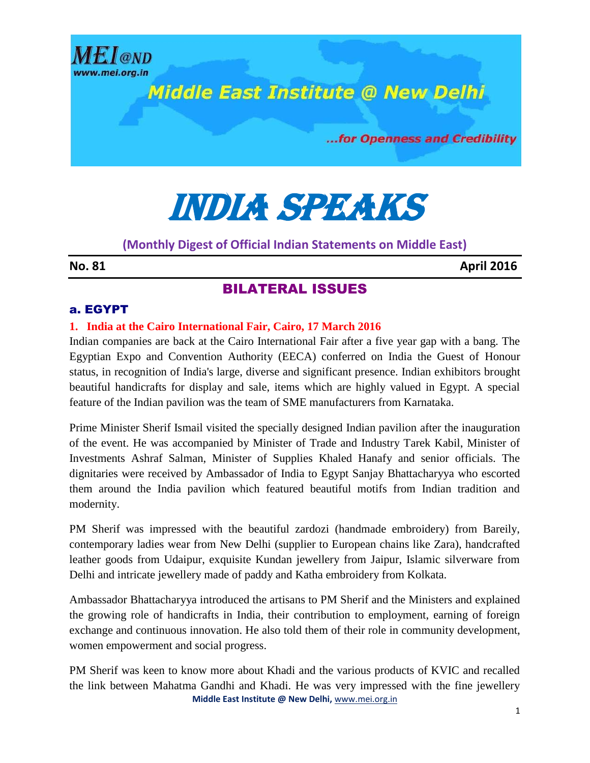# INDIA SPEAKS

**(Monthly Digest of Official Indian Statements on Middle East)**

**No. 81** **April 2016**

## BILATERAL ISSUES

### a. EGYPT

**1. India at the Cairo International Fair, Cairo, 17 March 2016**

Indian companies are back at the Cairo International Fair after a five year gap with a bang. The Egyptian Expo and Convention Authority (EECA) conferred on India the Guest of Honour status, in recognition of India's large, diverse and significant presence. Indian exhibitors brought beautiful handicrafts for display and sale, items which are highly valued in Egypt. A special feature of the Indian pavilion was the team of SME manufacturers from Karnataka.

Prime Minister Sherif Ismail visited the specially designed Indian pavilion after the inauguration of the event. He was accompanied by Minister of Trade and Industry Tarek Kabil, Minister of Investments Ashraf Salman, Minister of Supplies Khaled Hanafy and senior officials. The dignitaries were received by Ambassador of India to Egypt Sanjay Bhattacharyya who escorted them around the India pavilion which featured beautiful motifs from Indian tradition and modernity.

PM Sherif was impressed with the beautiful zardozi (handmade embroidery) from Bareily, contemporary ladies wear from New Delhi (supplier to European chains like Zara), handcrafted leather goods from Udaipur, exquisite Kundan jewellery from Jaipur, Islamic silverware from Delhi and intricate jewellery made of paddy and Katha embroidery from Kolkata.

Ambassador Bhattacharyya introduced the artisans to PM Sherif and the Ministers and explained the growing role of handicrafts in India, their contribution to employment, earning of foreign exchange and continuous innovation. He also told them of their role in community development, women empowerment and social progress.

PM Sherif was keen to know more about Khadi and the various products of KVIC and recalled the link between Mahatma Gandhi and Khadi. He was very impressed with the fine jewellery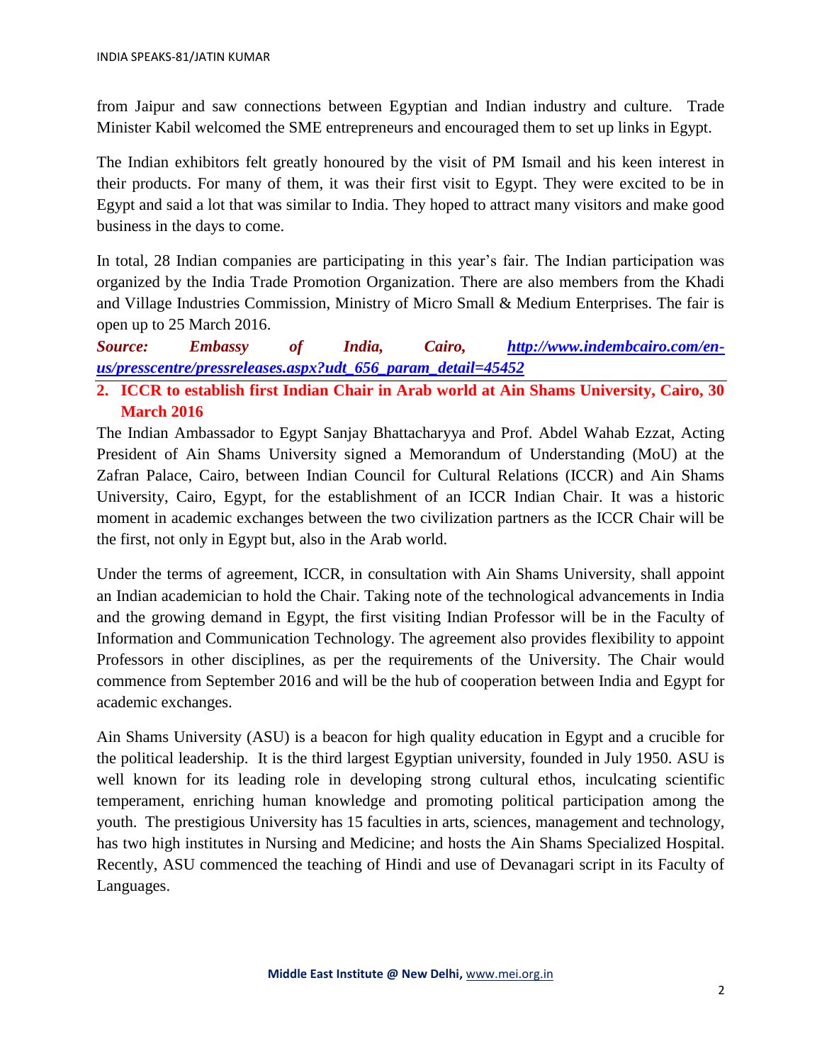from Jaipur and saw connections between Egyptian and Indian industry and culture. Trade Minister Kabil welcomed the SME entrepreneurs and encouraged them to set up links in Egypt.

The Indian exhibitors felt greatly honoured by the visit of PM Ismail and his keen interest in their products. For many of them, it was their first visit to Egypt. They were excited to be in Egypt and said a lot that was similar to India. They hoped to attract many visitors and make good business in the days to come.

In total, 28 Indian companies are participating in this year's fair. The Indian participation was organized by the India Trade Promotion Organization. There are also members from the Khadi and Village Industries Commission, Ministry of Micro Small & Medium Enterprises. The fair is open up to 25 March 2016.

***Source: Embassy of India, Cairo, [http://www.indembcairo.com/en-us/presscentre/pressreleases.aspx?udt_656_param_detail=45452](http://www.indembcairo.com/en-us/presscentre/pressreleases.aspx?udt_656_param_detail=45452)***

## 2. ICCR to establish first Indian Chair in Arab world at Ain Shams University, Cairo, 30 March 2016

The Indian Ambassador to Egypt Sanjay Bhattacharyya and Prof. Abdel Wahab Ezzat, Acting President of Ain Shams University signed a Memorandum of Understanding (MoU) at the Zafran Palace, Cairo, between Indian Council for Cultural Relations (ICCR) and Ain Shams University, Cairo, Egypt, for the establishment of an ICCR Indian Chair. It was a historic moment in academic exchanges between the two civilization partners as the ICCR Chair will be the first, not only in Egypt but, also in the Arab world.

Under the terms of agreement, ICCR, in consultation with Ain Shams University, shall appoint an Indian academician to hold the Chair. Taking note of the technological advancements in India and the growing demand in Egypt, the first visiting Indian Professor will be in the Faculty of Information and Communication Technology. The agreement also provides flexibility to appoint Professors in other disciplines, as per the requirements of the University. The Chair would commence from September 2016 and will be the hub of cooperation between India and Egypt for academic exchanges.

Ain Shams University (ASU) is a beacon for high quality education in Egypt and a crucible for the political leadership. It is the third largest Egyptian university, founded in July 1950. ASU is well known for its leading role in developing strong cultural ethos, inculcating scientific temperament, enriching human knowledge and promoting political participation among the youth. The prestigious University has 15 faculties in arts, sciences, management and technology, has two high institutes in Nursing and Medicine; and hosts the Ain Shams Specialized Hospital. Recently, ASU commenced the teaching of Hindi and use of Devanagari script in its Faculty of Languages.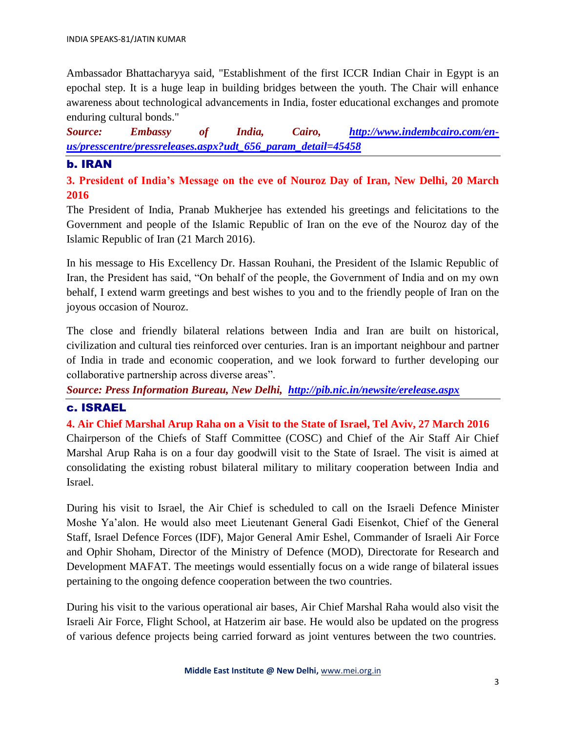Ambassador Bhattacharyya said, "Establishment of the first ICCR Indian Chair in Egypt is an epochal step. It is a huge leap in building bridges between the youth. The Chair will enhance awareness about technological advancements in India, foster educational exchanges and promote enduring cultural bonds."

***Source: Embassy of India, Cairo, [http://www.indembcairo.com/en-us/presscentre/pressreleases.aspx?udt_656_param_detail=45458](http://www.indembcairo.com/en-us/presscentre/pressreleases.aspx?udt_656_param_detail=45458)***

## b. IRAN

### 3. President of India's Message on the eve of Nouroz Day of Iran, New Delhi, 20 March 2016

The President of India, Pranab Mukherjee has extended his greetings and felicitations to the Government and people of the Islamic Republic of Iran on the eve of the Nouroz day of the Islamic Republic of Iran (21 March 2016).

In his message to His Excellency Dr. Hassan Rouhani, the President of the Islamic Republic of Iran, the President has said, "On behalf of the people, the Government of India and on my own behalf, I extend warm greetings and best wishes to you and to the friendly people of Iran on the joyous occasion of Nouroz.

The close and friendly bilateral relations between India and Iran are built on historical, civilization and cultural ties reinforced over centuries. Iran is an important neighbour and partner of India in trade and economic cooperation, and we look forward to further developing our collaborative partnership across diverse areas".

***Source: Press Information Bureau, New Delhi, [http://pib.nic.in/newsite/erelease.aspx](http://pib.nic.in/newsite/erelease.aspx)***

## c. ISRAEL

### 4. Air Chief Marshal Arup Raha on a Visit to the State of Israel, Tel Aviv, 27 March 2016

Chairperson of the Chiefs of Staff Committee (COSC) and Chief of the Air Staff Air Chief Marshal Arup Raha is on a four day goodwill visit to the State of Israel. The visit is aimed at consolidating the existing robust bilateral military to military cooperation between India and Israel.

During his visit to Israel, the Air Chief is scheduled to call on the Israeli Defence Minister Moshe Ya'alon. He would also meet Lieutenant General Gadi Eisenkot, Chief of the General Staff, Israel Defence Forces (IDF), Major General Amir Eshel, Commander of Israeli Air Force and Ophir Shoham, Director of the Ministry of Defence (MOD), Directorate for Research and Development MAFAT. The meetings would essentially focus on a wide range of bilateral issues pertaining to the ongoing defence cooperation between the two countries.

During his visit to the various operational air bases, Air Chief Marshal Raha would also visit the Israeli Air Force, Flight School, at Hatzerim air base. He would also be updated on the progress of various defence projects being carried forward as joint ventures between the two countries.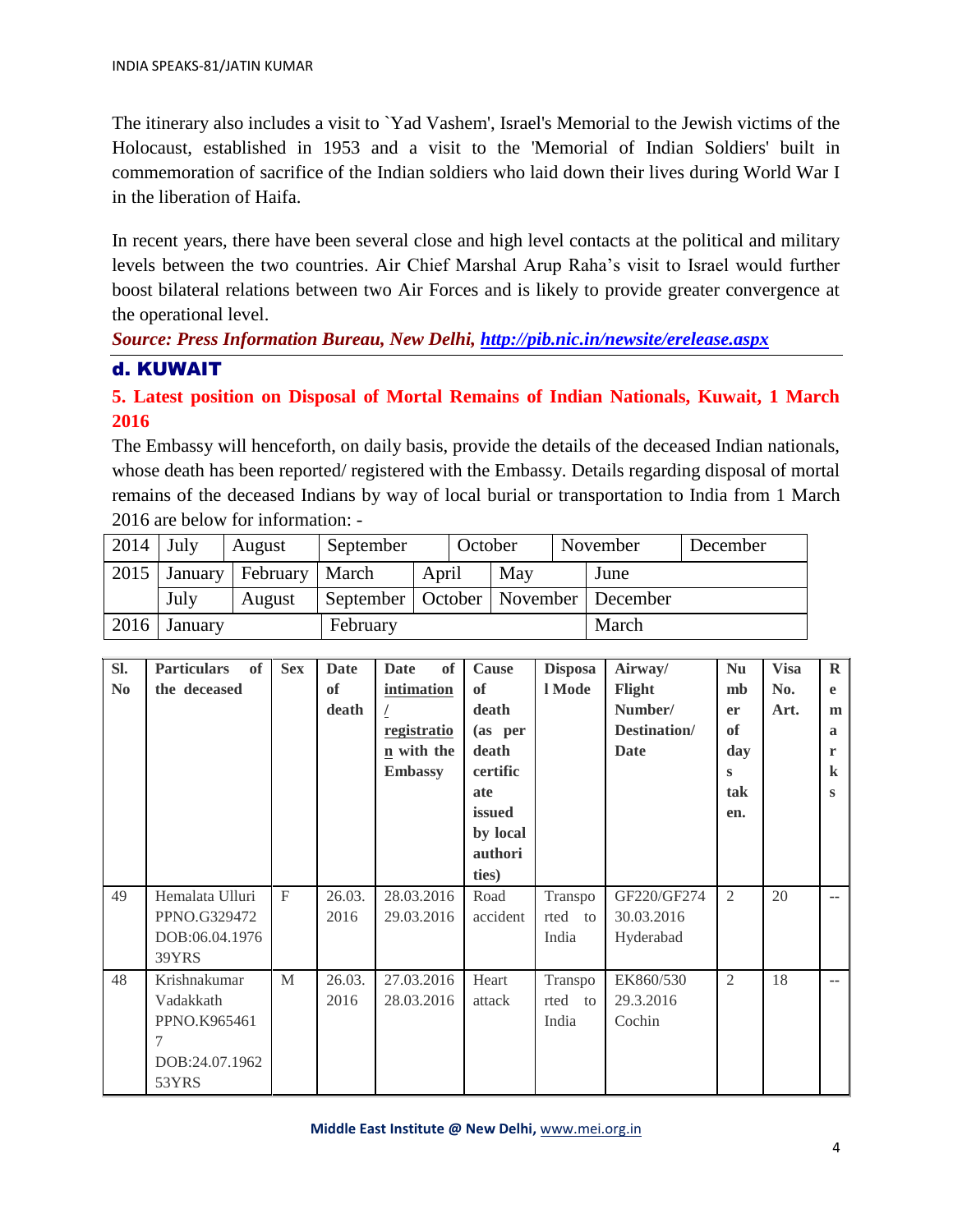The itinerary also includes a visit to `Yad Vashem', Israel's Memorial to the Jewish victims of the Holocaust, established in 1953 and a visit to the 'Memorial of Indian Soldiers' built in commemoration of sacrifice of the Indian soldiers who laid down their lives during World War I in the liberation of Haifa.

In recent years, there have been several close and high level contacts at the political and military levels between the two countries. Air Chief Marshal Arup Raha's visit to Israel would further boost bilateral relations between two Air Forces and is likely to provide greater convergence at the operational level.

***Source: Press Information Bureau, New Delhi, [http://pib.nic.in/newsite/erelease.aspx](http://pib.nic.in/newsite/erelease.aspx)***

## d. KUWAIT

### 5. Latest position on Disposal of Mortal Remains of Indian Nationals, Kuwait, 1 March 2016

The Embassy will henceforth, on daily basis, provide the details of the deceased Indian nationals, whose death has been reported/ registered with the Embassy. Details regarding disposal of mortal remains of the deceased Indians by way of local burial or transportation to India from 1 March 2016 are below for information: -

| 2014 | July | August | September | October | November | December |
|---|---|---|---|---|---|---|
| 2015 | January | February | March | April | May | June |
| | July | August | September | October | November | December |
| 2016 | January | | February | | | March |

| Sl. No | Particulars of the deceased | Sex | Date of death | Date of intimation / registration with the Embassy | Cause of death (as per death certificate issued by local authorities) | Disposal Mode | Airway/ Flight Number/ Destination/ Date | Number of days taken. | Visa No. Art. | Remarks |
|---|---|---|---|---|---|---|---|---|---|---|
| 49 | Hemalata Ulluri PPNO.G329472 DOB:06.04.1976 39YRS | F | 26.03.2016 | 28.03.2016 29.03.2016 | Road accident | Transported to India | GF220/GF274 30.03.2016 Hyderabad | 2 | 20 | -- |
| 48 | Krishnakumar Vadakkath PPNO.K9654617 DOB:24.07.1962 53YRS | M | 26.03.2016 | 27.03.2016 28.03.2016 | Heart attack | Transported to India | EK860/530 29.3.2016 Cochin | 2 | 18 | -- |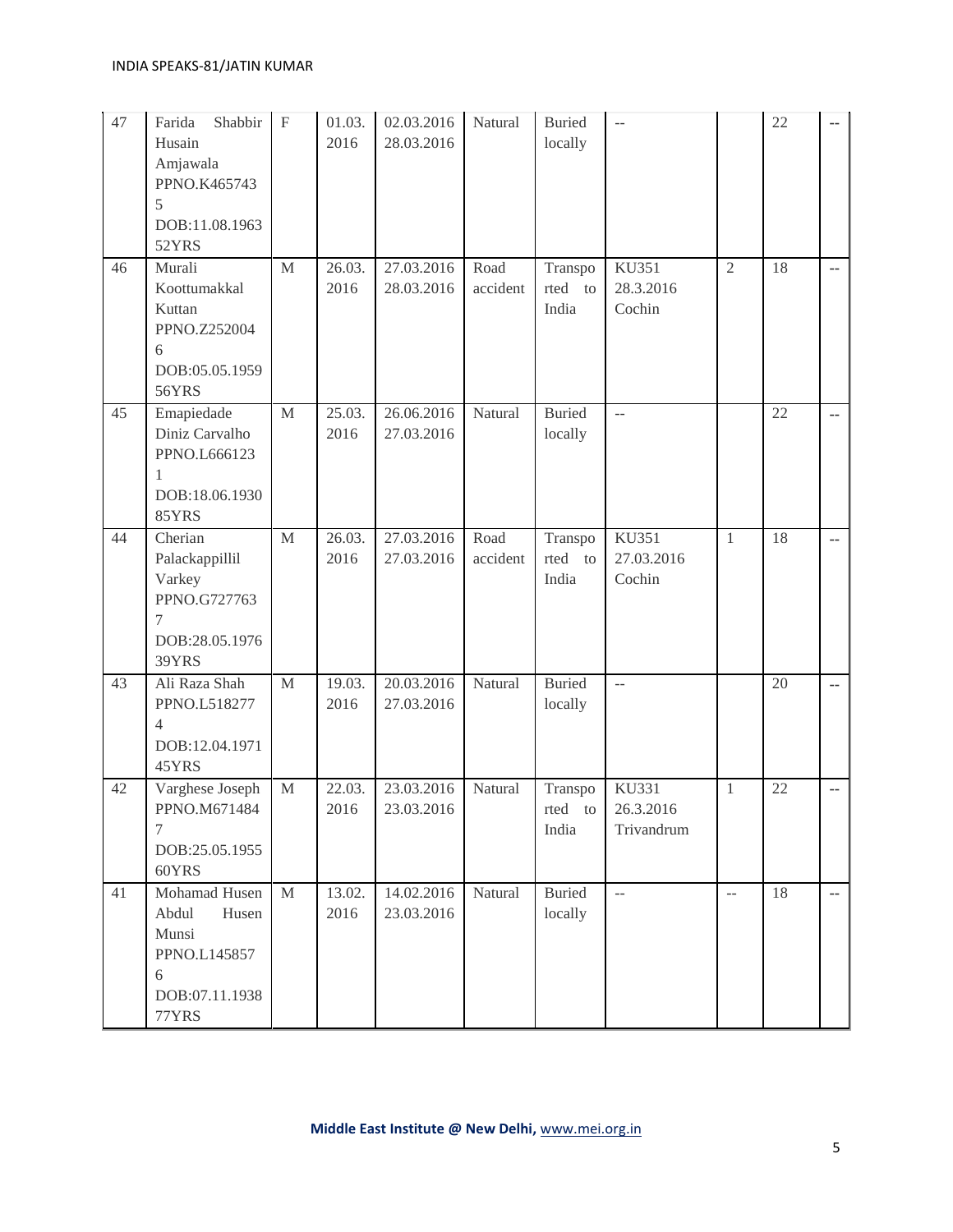| 47 | Farida Shabbir Husain Amjawala PPNO.K4657435 DOB:11.08.1963 52YRS | F | 01.03.2016 | 02.03.2016 28.03.2016 | Natural | Buried locally | -- | | 22 | -- |
|---|---|---|---|---|---|---|---|---|---|---|
| 46 | Murali Koottumakkal Kuttan PPNO.Z2520046 DOB:05.05.1959 56YRS | M | 26.03.2016 | 27.03.2016 28.03.2016 | Road accident | Transported to India | KU351 28.3.2016 Cochin | 2 | 18 | -- |
| 45 | Emapiedade Diniz Carvalho PPNO.L6661231 DOB:18.06.1930 85YRS | M | 25.03.2016 | 26.06.2016 27.03.2016 | Natural | Buried locally | -- | | 22 | -- |
| 44 | Cherian Palackappillil Varkey PPNO.G7277637 DOB:28.05.1976 39YRS | M | 26.03.2016 | 27.03.2016 27.03.2016 | Road accident | Transported to India | KU351 27.03.2016 Cochin | 1 | 18 | -- |
| 43 | Ali Raza Shah PPNO.L5182774 DOB:12.04.1971 45YRS | M | 19.03.2016 | 20.03.2016 27.03.2016 | Natural | Buried locally | -- | | 20 | -- |
| 42 | Varghese Joseph PPNO.M6714847 DOB:25.05.1955 60YRS | M | 22.03.2016 | 23.03.2016 23.03.2016 | Natural | Transported to India | KU331 26.3.2016 Trivandrum | 1 | 22 | -- |
| 41 | Mohamad Husen Abdul Husen Munsi PPNO.L1458576 DOB:07.11.1938 77YRS | M | 13.02.2016 | 14.02.2016 23.03.2016 | Natural | Buried locally | -- | -- | 18 | -- |

**Middle East Institute @ New Delhi,** www.mei.org.in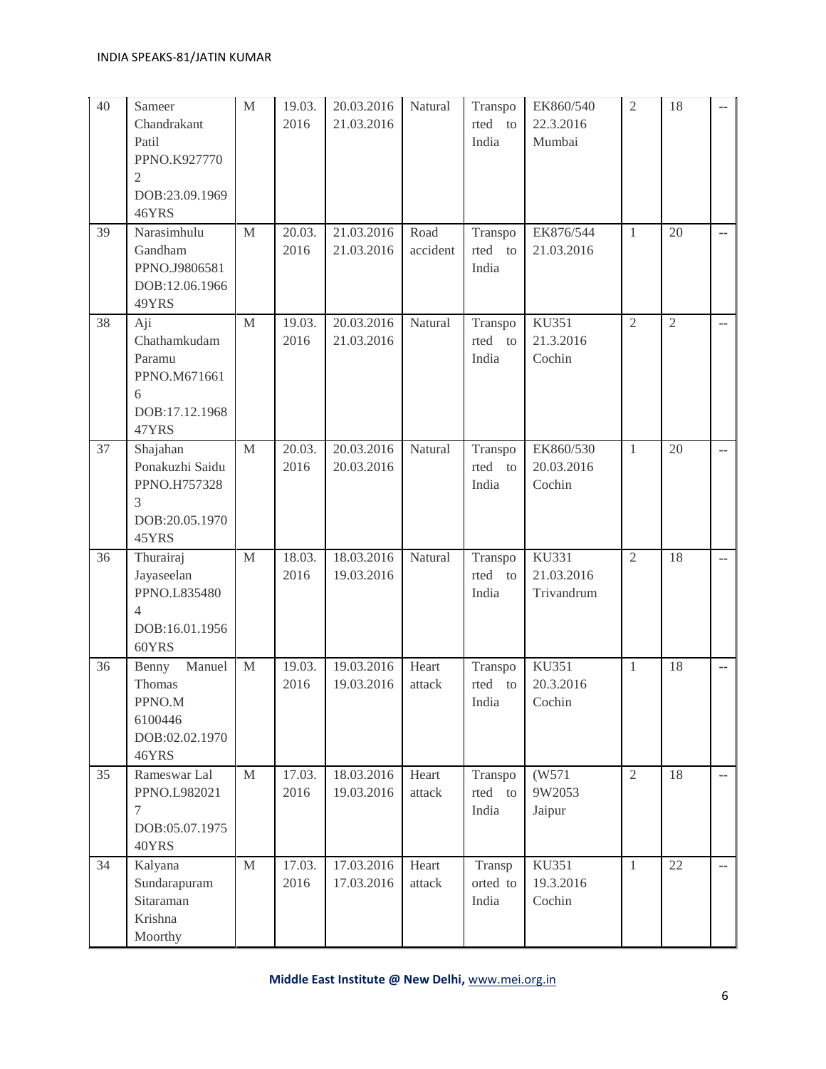| 40 | Sameer Chandrakant Patil PPNO.K9277702 DOB:23.09.1969 46YRS | M | 19.03.2016 | 20.03.2016 21.03.2016 | Natural | Transported to India | EK860/540 22.3.2016 Mumbai | 2 | 18 | -- |
|---|---|---|---|---|---|---|---|---|---|---|
| 39 | Narasimhulu Gandham PPNO.J9806581 DOB:12.06.1966 49YRS | M | 20.03.2016 | 21.03.2016 21.03.2016 | Road accident | Transported to India | EK876/544 21.03.2016 | 1 | 20 | -- |
| 38 | Aji Chathamkudam Paramu PPNO.M6716616 DOB:17.12.1968 47YRS | M | 19.03.2016 | 20.03.2016 21.03.2016 | Natural | Transported to India | KU351 21.3.2016 Cochin | 2 | 2 | -- |
| 37 | Shajahan Ponakuzhi Saidu PPNO.H7573283 DOB:20.05.1970 45YRS | M | 20.03.2016 | 20.03.2016 20.03.2016 | Natural | Transported to India | EK860/530 20.03.2016 Cochin | 1 | 20 | -- |
| 36 | Thurairaj Jayaseelan PPNO.L8354804 DOB:16.01.1956 60YRS | M | 18.03.2016 | 18.03.2016 19.03.2016 | Natural | Transported to India | KU331 21.03.2016 Trivandrum | 2 | 18 | -- |
| 36 | Benny Manuel Thomas PPNO.M 6100446 DOB:02.02.1970 46YRS | M | 19.03.2016 | 19.03.2016 19.03.2016 | Heart attack | Transported to India | KU351 20.3.2016 Cochin | 1 | 18 | -- |
| 35 | Rameswar Lal PPNO.L9820217 DOB:05.07.1975 40YRS | M | 17.03.2016 | 18.03.2016 19.03.2016 | Heart attack | Transported to India | (W571 9W2053 Jaipur | 2 | 18 | -- |
| 34 | Kalyana Sundarapuram Sitaraman Krishna Moorthy | M | 17.03.2016 | 17.03.2016 17.03.2016 | Heart attack | Transported to India | KU351 19.3.2016 Cochin | 1 | 22 | -- |

**Middle East Institute @ New Delhi,** www.mei.org.in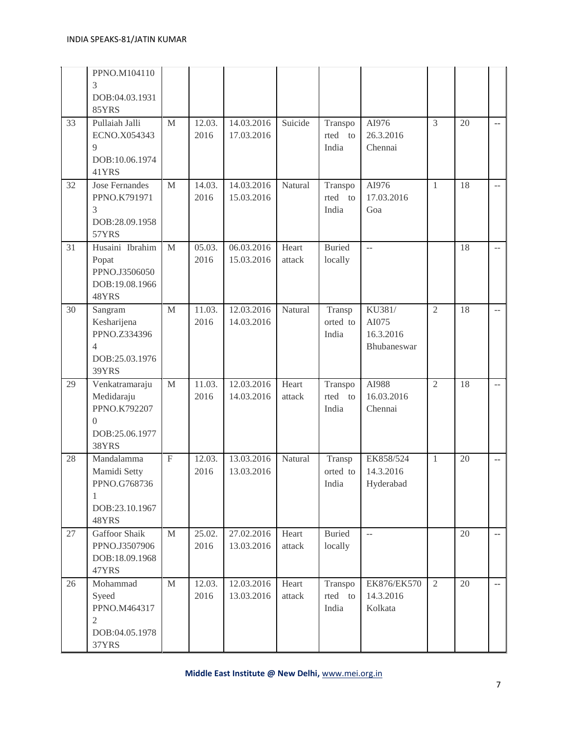| | | | | | | | | | | |
|---|---|---|---|---|---|---|---|---|---|---|
| | PPNO.M1041103 DOB:04.03.1931 85YRS | | | | | | | | | |
| 33 | Pullaiah Jalli ECNO.X0543439 DOB:10.06.1974 41YRS | M | 12.03.2016 | 14.03.2016 17.03.2016 | Suicide | Transported to India | AI976 26.3.2016 Chennai | 3 | 20 | -- |
| 32 | Jose Fernandes PPNO.K7919713 DOB:28.09.1958 57YRS | M | 14.03.2016 | 14.03.2016 15.03.2016 | Natural | Transported to India | AI976 17.03.2016 Goa | 1 | 18 | -- |
| 31 | Husaini Ibrahim Popat PPNO.J3506050 DOB:19.08.1966 48YRS | M | 05.03.2016 | 06.03.2016 15.03.2016 | Heart attack | Buried locally | -- | | 18 | -- |
| 30 | Sangram Kesharijena PPNO.Z3343964 DOB:25.03.1976 39YRS | M | 11.03.2016 | 12.03.2016 14.03.2016 | Natural | Transported to India | KU381/ AI075 16.3.2016 Bhubaneswar | 2 | 18 | -- |
| 29 | Venkatramaraju Medidaraju PPNO.K7922070 DOB:25.06.1977 38YRS | M | 11.03.2016 | 12.03.2016 14.03.2016 | Heart attack | Transported to India | AI988 16.03.2016 Chennai | 2 | 18 | -- |
| 28 | Mandalamma Mamidi Setty PPNO.G7687361 DOB:23.10.1967 48YRS | F | 12.03.2016 | 13.03.2016 13.03.2016 | Natural | Transported to India | EK858/524 14.3.2016 Hyderabad | 1 | 20 | -- |
| 27 | Gaffoor Shaik PPNO.J3507906 DOB:18.09.1968 47YRS | M | 25.02.2016 | 27.02.2016 13.03.2016 | Heart attack | Buried locally | -- | | 20 | -- |
| 26 | Mohammad Syeed PPNO.M4643172 DOB:04.05.1978 37YRS | M | 12.03.2016 | 12.03.2016 13.03.2016 | Heart attack | Transported to India | EK876/EK570 14.3.2016 Kolkata | 2 | 20 | -- |

**Middle East Institute @ New Delhi,** www.mei.org.in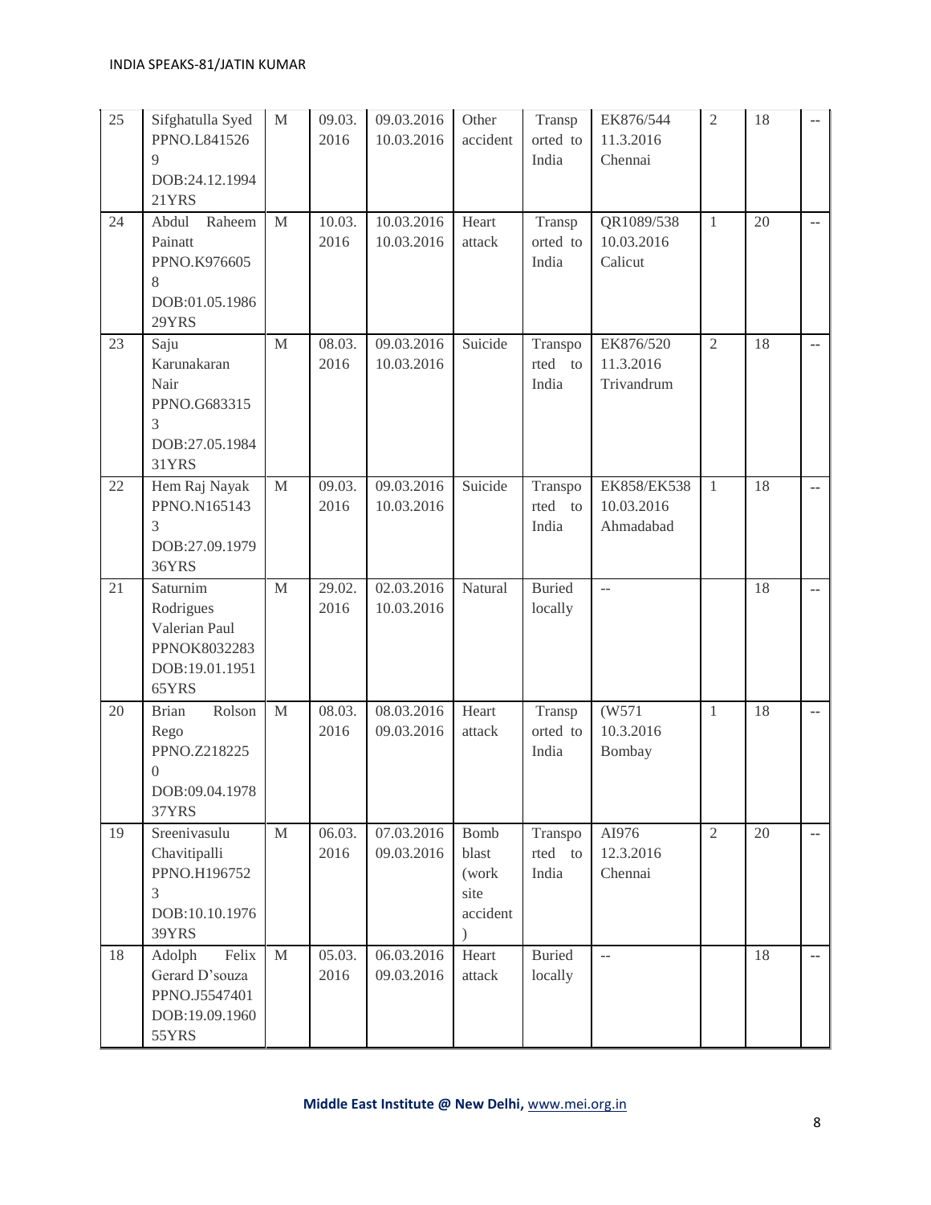| 25 | Sifghatulla Syed PPNO.L8415269 DOB:24.12.1994 21YRS | M | 09.03.2016 | 09.03.2016 10.03.2016 | Other accident | Transported to India | EK876/544 11.3.2016 Chennai | 2 | 18 | -- |
|---|---|---|---|---|---|---|---|---|---|---|
| 24 | Abdul Raheem Painatt PPNO.K9766058 DOB:01.05.1986 29YRS | M | 10.03.2016 | 10.03.2016 10.03.2016 | Heart attack | Transported to India | QR1089/538 10.03.2016 Calicut | 1 | 20 | -- |
| 23 | Saju Karunakaran Nair PPNO.G6833153 DOB:27.05.1984 31YRS | M | 08.03.2016 | 09.03.2016 10.03.2016 | Suicide | Transported to India | EK876/520 11.3.2016 Trivandrum | 2 | 18 | -- |
| 22 | Hem Raj Nayak PPNO.N1651433 DOB:27.09.1979 36YRS | M | 09.03.2016 | 09.03.2016 10.03.2016 | Suicide | Transported to India | EK858/EK538 10.03.2016 Ahmadabad | 1 | 18 | -- |
| 21 | Saturnim Rodrigues Valerian Paul PPNOK8032283 DOB:19.01.1951 65YRS | M | 29.02.2016 | 02.03.2016 10.03.2016 | Natural | Buried locally | -- | | 18 | -- |
| 20 | Brian Rolson Rego PPNO.Z2182250 DOB:09.04.1978 37YRS | M | 08.03.2016 | 08.03.2016 09.03.2016 | Heart attack | Transported to India | (W571 10.3.2016 Bombay | 1 | 18 | -- |
| 19 | Sreenivasulu Chavitipalli PPNO.H1967523 DOB:10.10.1976 39YRS | M | 06.03.2016 | 07.03.2016 09.03.2016 | Bomb blast (work site accident) | Transported to India | AI976 12.3.2016 Chennai | 2 | 20 | -- |
| 18 | Adolph Felix Gerard D'souza PPNO.J5547401 DOB:19.09.1960 55YRS | M | 05.03.2016 | 06.03.2016 09.03.2016 | Heart attack | Buried locally | -- | | 18 | -- |

**Middle East Institute @ New Delhi,** www.mei.org.in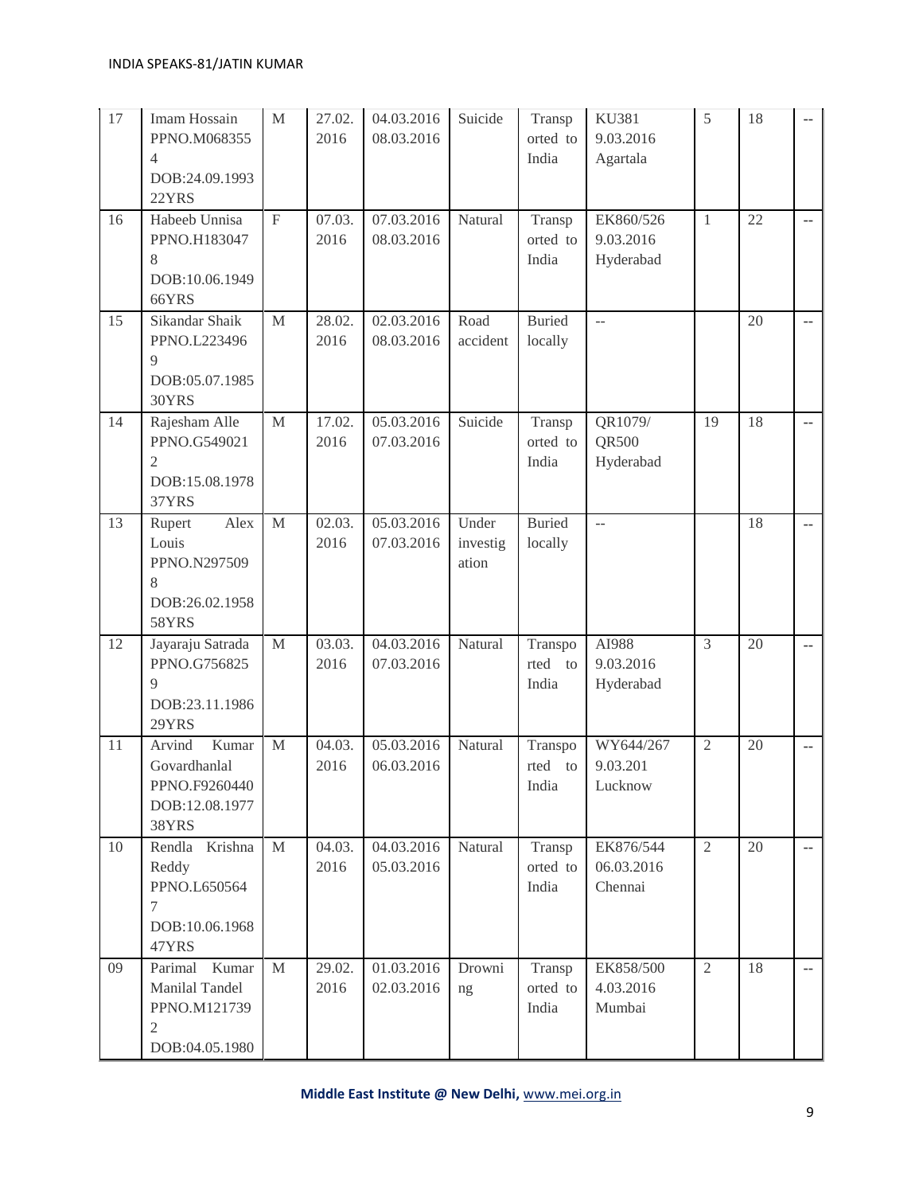| 17 | Imam Hossain PPNO.M0683554 DOB:24.09.1993 22YRS | M | 27.02.2016 | 04.03.2016 08.03.2016 | Suicide | Transported to India | KU381 9.03.2016 Agartala | 5 | 18 | -- |
|---|---|---|---|---|---|---|---|---|---|---|
| 16 | Habeeb Unnisa PPNO.H1830478 DOB:10.06.1949 66YRS | F | 07.03.2016 | 07.03.2016 08.03.2016 | Natural | Transported to India | EK860/526 9.03.2016 Hyderabad | 1 | 22 | -- |
| 15 | Sikandar Shaik PPNO.L2234969 DOB:05.07.1985 30YRS | M | 28.02.2016 | 02.03.2016 08.03.2016 | Road accident | Buried locally | -- | | 20 | -- |
| 14 | Rajesham Alle PPNO.G5490212 DOB:15.08.1978 37YRS | M | 17.02.2016 | 05.03.2016 07.03.2016 | Suicide | Transported to India | QR1079/ QR500 Hyderabad | 19 | 18 | -- |
| 13 | Rupert Alex Louis PPNO.N2975098 DOB:26.02.1958 58YRS | M | 02.03.2016 | 05.03.2016 07.03.2016 | Under investigation | Buried locally | -- | | 18 | -- |
| 12 | Jayaraju Satrada PPNO.G7568259 DOB:23.11.1986 29YRS | M | 03.03.2016 | 04.03.2016 07.03.2016 | Natural | Transported to India | AI988 9.03.2016 Hyderabad | 3 | 20 | -- |
| 11 | Arvind Kumar Govardhanlal PPNO.F9260440 DOB:12.08.1977 38YRS | M | 04.03.2016 | 05.03.2016 06.03.2016 | Natural | Transported to India | WY644/267 9.03.201 Lucknow | 2 | 20 | -- |
| 10 | Rendla Krishna Reddy PPNO.L6505647 DOB:10.06.1968 47YRS | M | 04.03.2016 | 04.03.2016 05.03.2016 | Natural | Transported to India | EK876/544 06.03.2016 Chennai | 2 | 20 | -- |
| 09 | Parimal Kumar Manilal Tandel PPNO.M1217392 DOB:04.05.1980 | M | 29.02.2016 | 01.03.2016 02.03.2016 | Drowning | Transported to India | EK858/500 4.03.2016 Mumbai | 2 | 18 | -- |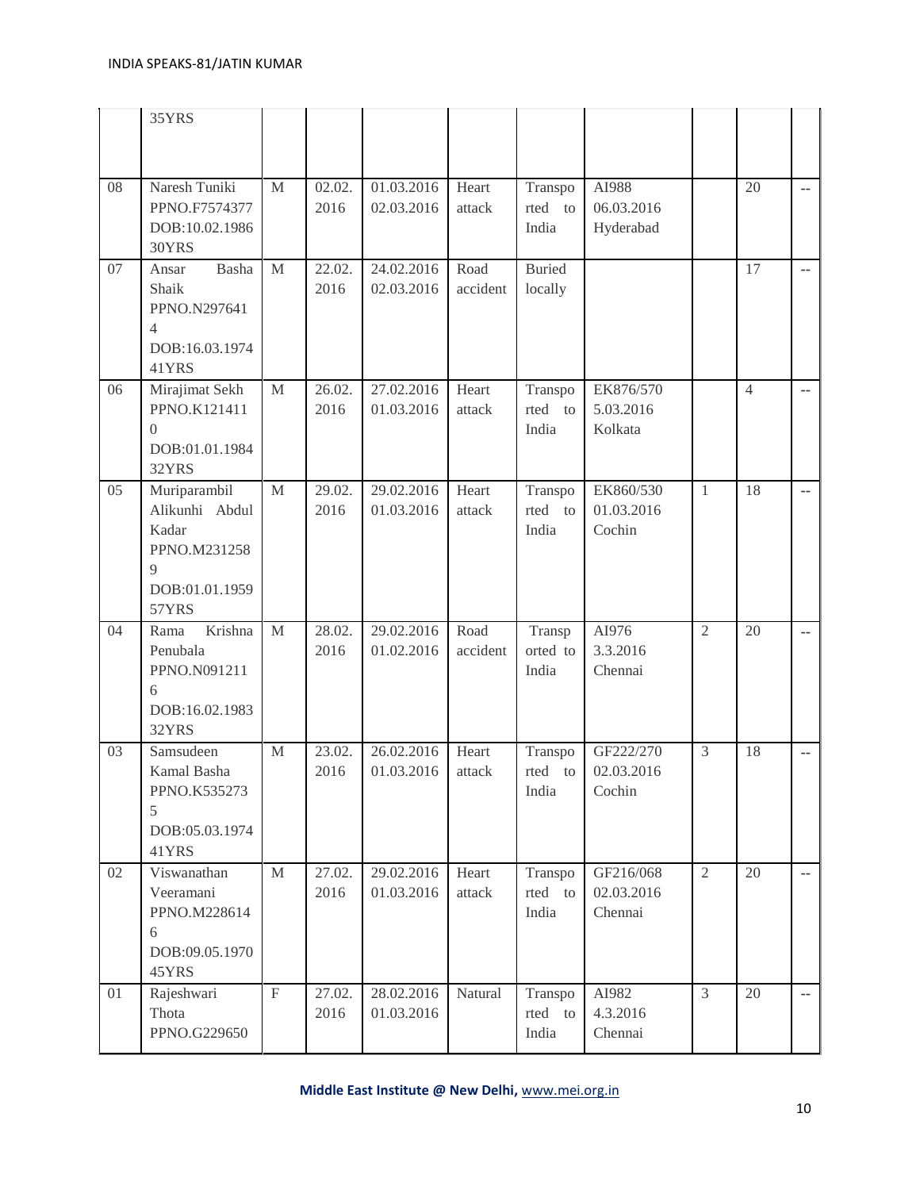| | | | | | | | | | | |
|---|---|---|---|---|---|---|---|---|---|---|
| | 35YRS | | | | | | | | | |
| 08 | Naresh Tuniki PPNO.F7574377 DOB:10.02.1986 30YRS | M | 02.02. 2016 | 01.03.2016 02.03.2016 | Heart attack | Transported to India | AI988 06.03.2016 Hyderabad | | 20 | -- |
| 07 | Ansar Basha Shaik PPNO.N2976414 DOB:16.03.1974 41YRS | M | 22.02. 2016 | 24.02.2016 02.03.2016 | Road accident | Buried locally | | | 17 | -- |
| 06 | Mirajimat Sekh PPNO.K1214110 DOB:01.01.1984 32YRS | M | 26.02. 2016 | 27.02.2016 01.03.2016 | Heart attack | Transported to India | EK876/570 5.03.2016 Kolkata | | 4 | -- |
| 05 | Muriparambil Alikunhi Abdul Kadar PPNO.M2312589 DOB:01.01.1959 57YRS | M | 29.02. 2016 | 29.02.2016 01.03.2016 | Heart attack | Transported to India | EK860/530 01.03.2016 Cochin | 1 | 18 | -- |
| 04 | Rama Krishna Penubala PPNO.N0912116 DOB:16.02.1983 32YRS | M | 28.02. 2016 | 29.02.2016 01.02.2016 | Road accident | Transported to India | AI976 3.3.2016 Chennai | 2 | 20 | -- |
| 03 | Samsudeen Kamal Basha PPNO.K5352735 DOB:05.03.1974 41YRS | M | 23.02. 2016 | 26.02.2016 01.03.2016 | Heart attack | Transported to India | GF222/270 02.03.2016 Cochin | 3 | 18 | -- |
| 02 | Viswanathan Veeramani PPNO.M2286146 DOB:09.05.1970 45YRS | M | 27.02. 2016 | 29.02.2016 01.03.2016 | Heart attack | Transported to India | GF216/068 02.03.2016 Chennai | 2 | 20 | -- |
| 01 | Rajeshwari Thota PPNO.G229650 | F | 27.02. 2016 | 28.02.2016 01.03.2016 | Natural | Transported to India | AI982 4.3.2016 Chennai | 3 | 20 | -- |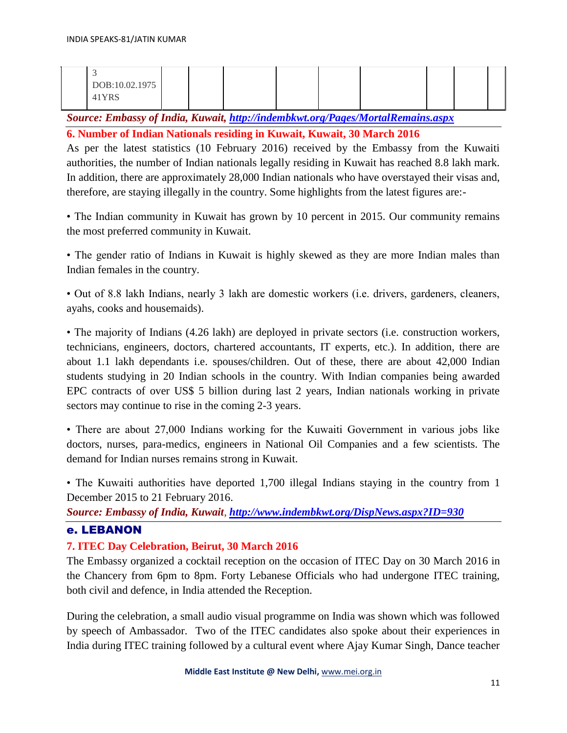|  | 3<br>DOB:10.02.1975<br>41YRS |  |  |  |  |  |  |  |  |  |
|---|---|---|---|---|---|---|---|---|---|---|

***Source: Embassy of India, Kuwait, [http://indembkwt.org/Pages/MortalRemains.aspx](http://indembkwt.org/Pages/MortalRemains.aspx)***

### 6. Number of Indian Nationals residing in Kuwait, Kuwait, 30 March 2016

As per the latest statistics (10 February 2016) received by the Embassy from the Kuwaiti authorities, the number of Indian nationals legally residing in Kuwait has reached 8.8 lakh mark. In addition, there are approximately 28,000 Indian nationals who have overstayed their visas and, therefore, are staying illegally in the country. Some highlights from the latest figures are:-

• The Indian community in Kuwait has grown by 10 percent in 2015. Our community remains the most preferred community in Kuwait.

• The gender ratio of Indians in Kuwait is highly skewed as they are more Indian males than Indian females in the country.

• Out of 8.8 lakh Indians, nearly 3 lakh are domestic workers (i.e. drivers, gardeners, cleaners, ayahs, cooks and housemaids).

• The majority of Indians (4.26 lakh) are deployed in private sectors (i.e. construction workers, technicians, engineers, doctors, chartered accountants, IT experts, etc.). In addition, there are about 1.1 lakh dependants i.e. spouses/children. Out of these, there are about 42,000 Indian students studying in 20 Indian schools in the country. With Indian companies being awarded EPC contracts of over US$ 5 billion during last 2 years, Indian nationals working in private sectors may continue to rise in the coming 2-3 years.

• There are about 27,000 Indians working for the Kuwaiti Government in various jobs like doctors, nurses, para-medics, engineers in National Oil Companies and a few scientists. The demand for Indian nurses remains strong in Kuwait.

• The Kuwaiti authorities have deported 1,700 illegal Indians staying in the country from 1 December 2015 to 21 February 2016.

***Source: Embassy of India, Kuwait, [http://www.indembkwt.org/DispNews.aspx?ID=930](http://www.indembkwt.org/DispNews.aspx?ID=930)***

## e. LEBANON

### 7. ITEC Day Celebration, Beirut, 30 March 2016

The Embassy organized a cocktail reception on the occasion of ITEC Day on 30 March 2016 in the Chancery from 6pm to 8pm. Forty Lebanese Officials who had undergone ITEC training, both civil and defence, in India attended the Reception.

During the celebration, a small audio visual programme on India was shown which was followed by speech of Ambassador. Two of the ITEC candidates also spoke about their experiences in India during ITEC training followed by a cultural event where Ajay Kumar Singh, Dance teacher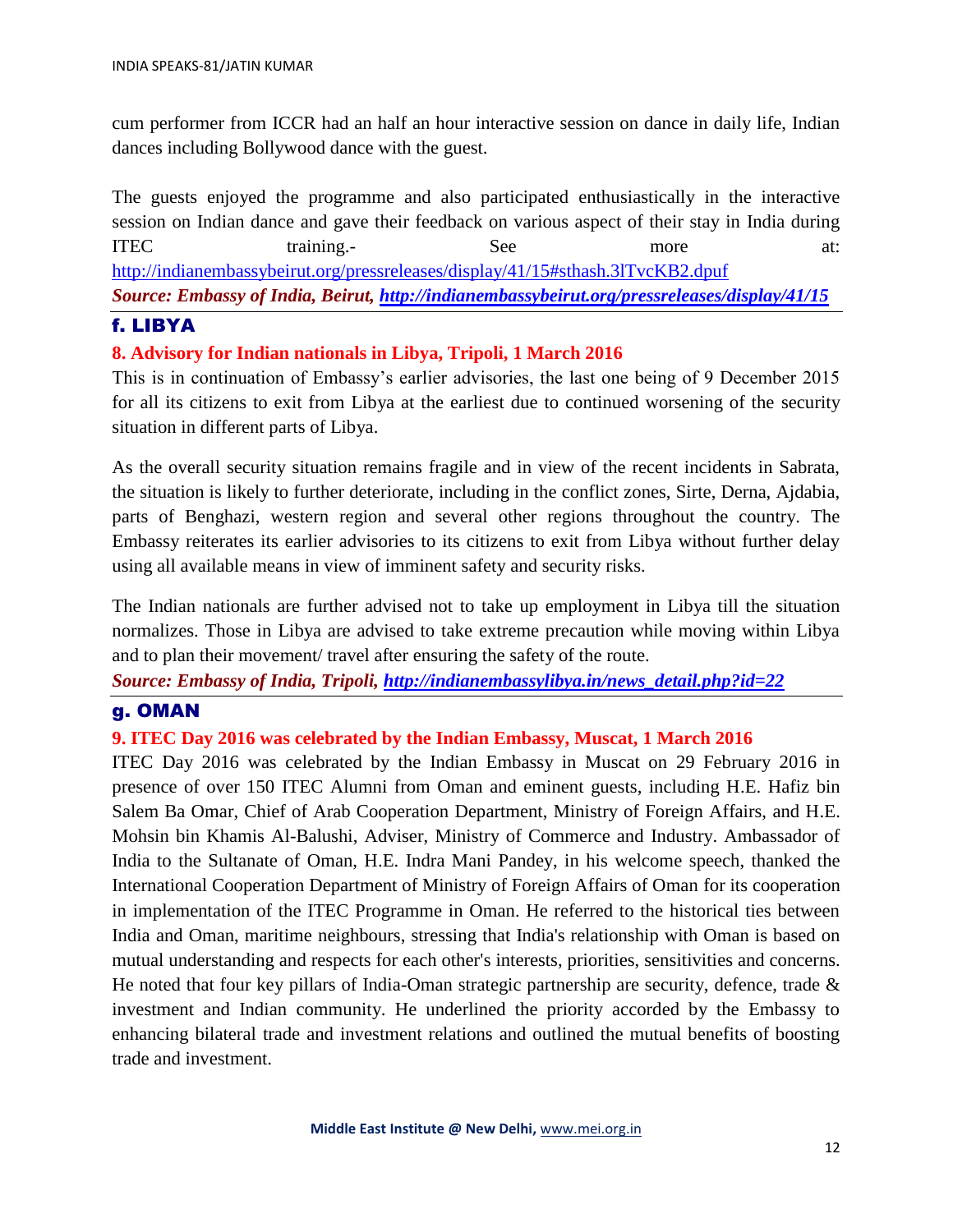cum performer from ICCR had an half an hour interactive session on dance in daily life, Indian dances including Bollywood dance with the guest.

The guests enjoyed the programme and also participated enthusiastically in the interactive session on Indian dance and gave their feedback on various aspect of their stay in India during ITEC training.- See more at: http://indianembassybeirut.org/pressreleases/display/41/15#sthash.3lTvcKB2.dpuf

***Source: Embassy of India, Beirut, http://indianembassybeirut.org/pressreleases/display/41/15***

## f. LIBYA

### 8. Advisory for Indian nationals in Libya, Tripoli, 1 March 2016

This is in continuation of Embassy's earlier advisories, the last one being of 9 December 2015 for all its citizens to exit from Libya at the earliest due to continued worsening of the security situation in different parts of Libya.

As the overall security situation remains fragile and in view of the recent incidents in Sabrata, the situation is likely to further deteriorate, including in the conflict zones, Sirte, Derna, Ajdabia, parts of Benghazi, western region and several other regions throughout the country. The Embassy reiterates its earlier advisories to its citizens to exit from Libya without further delay using all available means in view of imminent safety and security risks.

The Indian nationals are further advised not to take up employment in Libya till the situation normalizes. Those in Libya are advised to take extreme precaution while moving within Libya and to plan their movement/ travel after ensuring the safety of the route.

***Source: Embassy of India, Tripoli, http://indianembassylibya.in/news_detail.php?id=22***

## g. OMAN

### 9. ITEC Day 2016 was celebrated by the Indian Embassy, Muscat, 1 March 2016

ITEC Day 2016 was celebrated by the Indian Embassy in Muscat on 29 February 2016 in presence of over 150 ITEC Alumni from Oman and eminent guests, including H.E. Hafiz bin Salem Ba Omar, Chief of Arab Cooperation Department, Ministry of Foreign Affairs, and H.E. Mohsin bin Khamis Al-Balushi, Adviser, Ministry of Commerce and Industry. Ambassador of India to the Sultanate of Oman, H.E. Indra Mani Pandey, in his welcome speech, thanked the International Cooperation Department of Ministry of Foreign Affairs of Oman for its cooperation in implementation of the ITEC Programme in Oman. He referred to the historical ties between India and Oman, maritime neighbours, stressing that India's relationship with Oman is based on mutual understanding and respects for each other's interests, priorities, sensitivities and concerns. He noted that four key pillars of India-Oman strategic partnership are security, defence, trade & investment and Indian community. He underlined the priority accorded by the Embassy to enhancing bilateral trade and investment relations and outlined the mutual benefits of boosting trade and investment.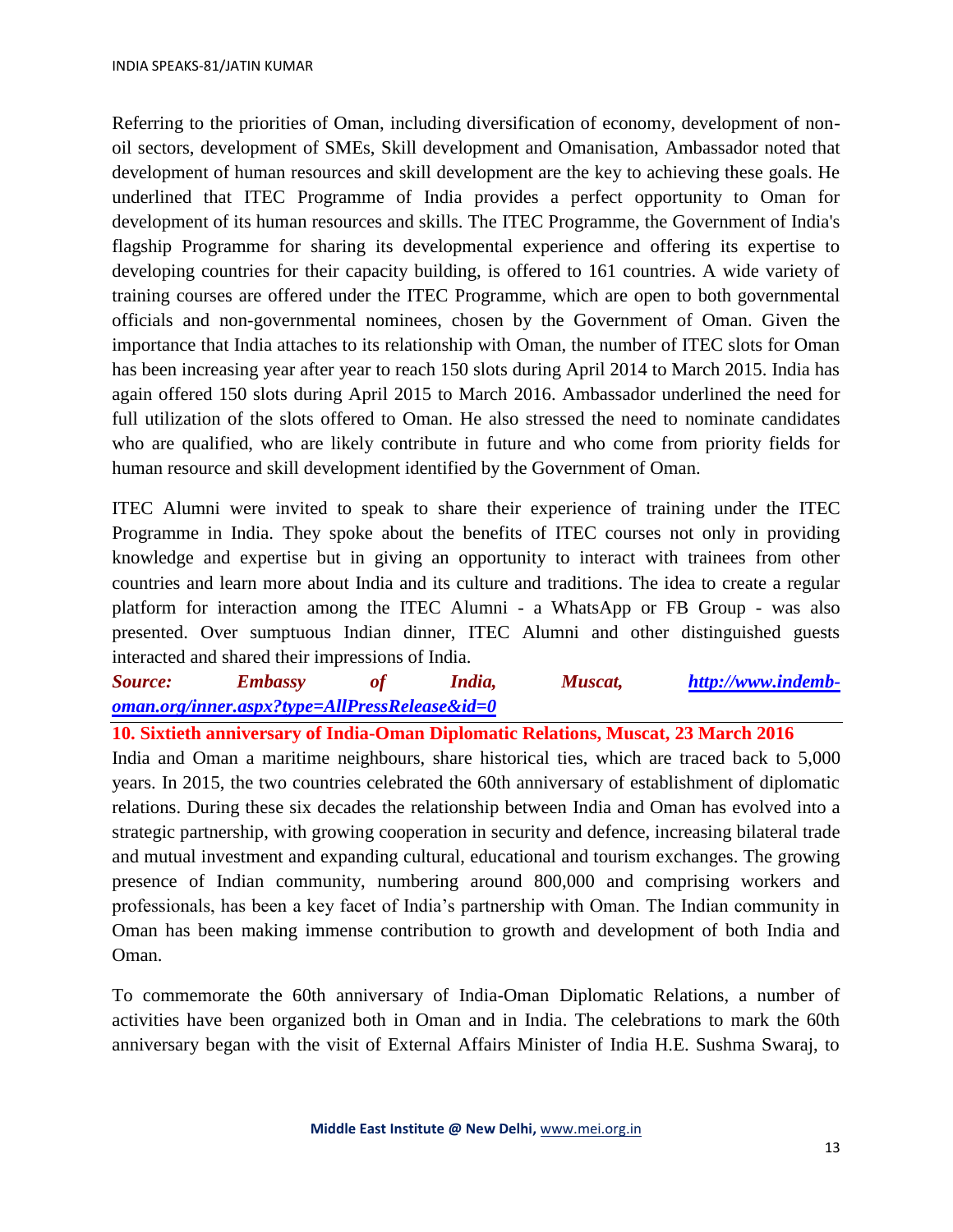Referring to the priorities of Oman, including diversification of economy, development of non-oil sectors, development of SMEs, Skill development and Omanisation, Ambassador noted that development of human resources and skill development are the key to achieving these goals. He underlined that ITEC Programme of India provides a perfect opportunity to Oman for development of its human resources and skills. The ITEC Programme, the Government of India's flagship Programme for sharing its developmental experience and offering its expertise to developing countries for their capacity building, is offered to 161 countries. A wide variety of training courses are offered under the ITEC Programme, which are open to both governmental officials and non-governmental nominees, chosen by the Government of Oman. Given the importance that India attaches to its relationship with Oman, the number of ITEC slots for Oman has been increasing year after year to reach 150 slots during April 2014 to March 2015. India has again offered 150 slots during April 2015 to March 2016. Ambassador underlined the need for full utilization of the slots offered to Oman. He also stressed the need to nominate candidates who are qualified, who are likely contribute in future and who come from priority fields for human resource and skill development identified by the Government of Oman.

ITEC Alumni were invited to speak to share their experience of training under the ITEC Programme in India. They spoke about the benefits of ITEC courses not only in providing knowledge and expertise but in giving an opportunity to interact with trainees from other countries and learn more about India and its culture and traditions. The idea to create a regular platform for interaction among the ITEC Alumni - a WhatsApp or FB Group - was also presented. Over sumptuous Indian dinner, ITEC Alumni and other distinguished guests interacted and shared their impressions of India.

***Source: Embassy of India, Muscat, [http://www.indemb-oman.org/inner.aspx?type=AllPressRelease&id=0](http://www.indemb-oman.org/inner.aspx?type=AllPressRelease&id=0)***

---

## 10. Sixtieth anniversary of India-Oman Diplomatic Relations, Muscat, 23 March 2016

India and Oman a maritime neighbours, share historical ties, which are traced back to 5,000 years. In 2015, the two countries celebrated the 60th anniversary of establishment of diplomatic relations. During these six decades the relationship between India and Oman has evolved into a strategic partnership, with growing cooperation in security and defence, increasing bilateral trade and mutual investment and expanding cultural, educational and tourism exchanges. The growing presence of Indian community, numbering around 800,000 and comprising workers and professionals, has been a key facet of India's partnership with Oman. The Indian community in Oman has been making immense contribution to growth and development of both India and Oman.

To commemorate the 60th anniversary of India-Oman Diplomatic Relations, a number of activities have been organized both in Oman and in India. The celebrations to mark the 60th anniversary began with the visit of External Affairs Minister of India H.E. Sushma Swaraj, to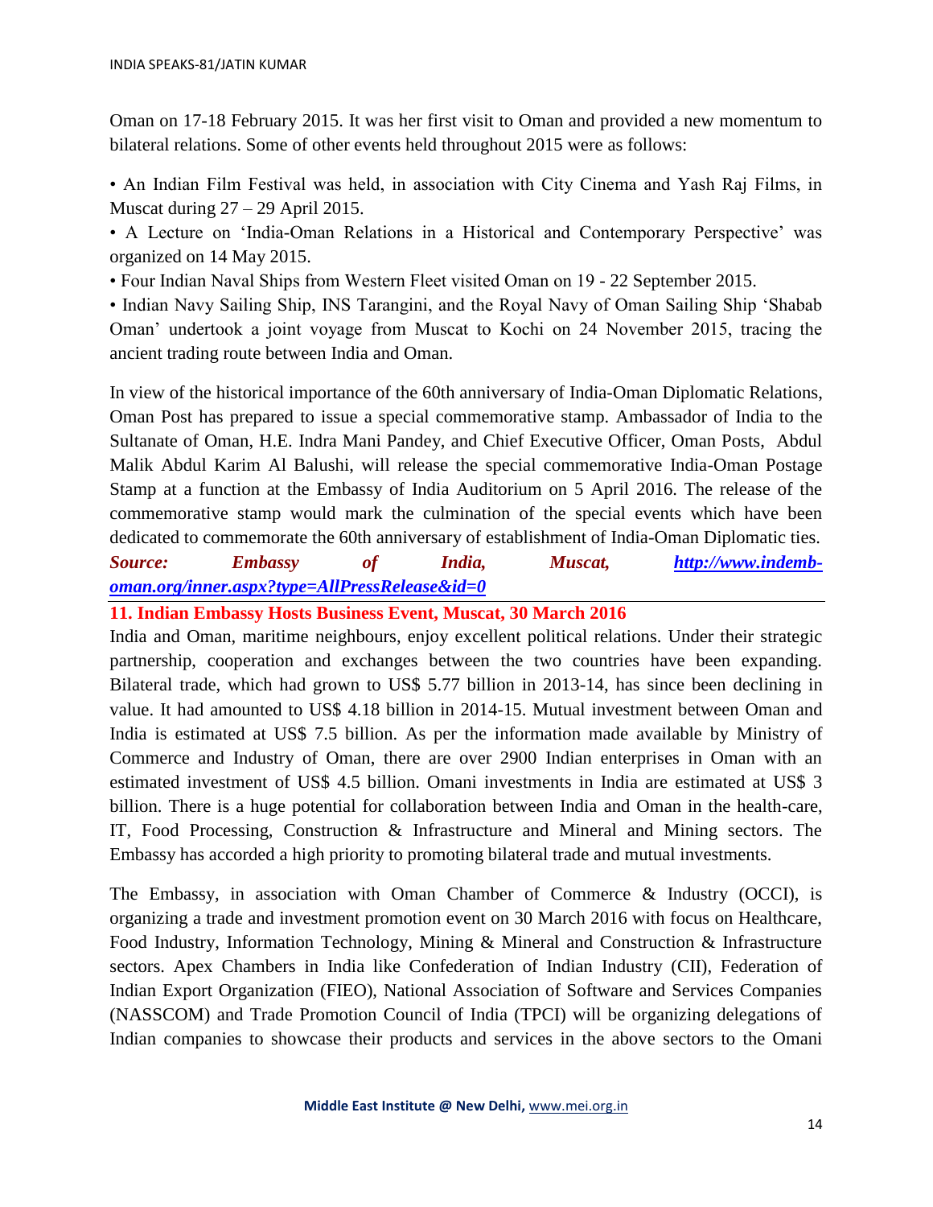Oman on 17-18 February 2015. It was her first visit to Oman and provided a new momentum to bilateral relations. Some of other events held throughout 2015 were as follows:

• An Indian Film Festival was held, in association with City Cinema and Yash Raj Films, in Muscat during 27 – 29 April 2015.

• A Lecture on 'India-Oman Relations in a Historical and Contemporary Perspective' was organized on 14 May 2015.

• Four Indian Naval Ships from Western Fleet visited Oman on 19 - 22 September 2015.

• Indian Navy Sailing Ship, INS Tarangini, and the Royal Navy of Oman Sailing Ship 'Shabab Oman' undertook a joint voyage from Muscat to Kochi on 24 November 2015, tracing the ancient trading route between India and Oman.

In view of the historical importance of the 60th anniversary of India-Oman Diplomatic Relations, Oman Post has prepared to issue a special commemorative stamp. Ambassador of India to the Sultanate of Oman, H.E. Indra Mani Pandey, and Chief Executive Officer, Oman Posts, Abdul Malik Abdul Karim Al Balushi, will release the special commemorative India-Oman Postage Stamp at a function at the Embassy of India Auditorium on 5 April 2016. The release of the commemorative stamp would mark the culmination of the special events which have been dedicated to commemorate the 60th anniversary of establishment of India-Oman Diplomatic ties.

***Source: Embassy of India, Muscat, [http://www.indemb-oman.org/inner.aspx?type=AllPressRelease&id=0](http://www.indemb-oman.org/inner.aspx?type=AllPressRelease&id=0)***

---

## 11. Indian Embassy Hosts Business Event, Muscat, 30 March 2016

India and Oman, maritime neighbours, enjoy excellent political relations. Under their strategic partnership, cooperation and exchanges between the two countries have been expanding. Bilateral trade, which had grown to US$ 5.77 billion in 2013-14, has since been declining in value. It had amounted to US$ 4.18 billion in 2014-15. Mutual investment between Oman and India is estimated at US$ 7.5 billion. As per the information made available by Ministry of Commerce and Industry of Oman, there are over 2900 Indian enterprises in Oman with an estimated investment of US$ 4.5 billion. Omani investments in India are estimated at US$ 3 billion. There is a huge potential for collaboration between India and Oman in the health-care, IT, Food Processing, Construction & Infrastructure and Mineral and Mining sectors. The Embassy has accorded a high priority to promoting bilateral trade and mutual investments.

The Embassy, in association with Oman Chamber of Commerce & Industry (OCCI), is organizing a trade and investment promotion event on 30 March 2016 with focus on Healthcare, Food Industry, Information Technology, Mining & Mineral and Construction & Infrastructure sectors. Apex Chambers in India like Confederation of Indian Industry (CII), Federation of Indian Export Organization (FIEO), National Association of Software and Services Companies (NASSCOM) and Trade Promotion Council of India (TPCI) will be organizing delegations of Indian companies to showcase their products and services in the above sectors to the Omani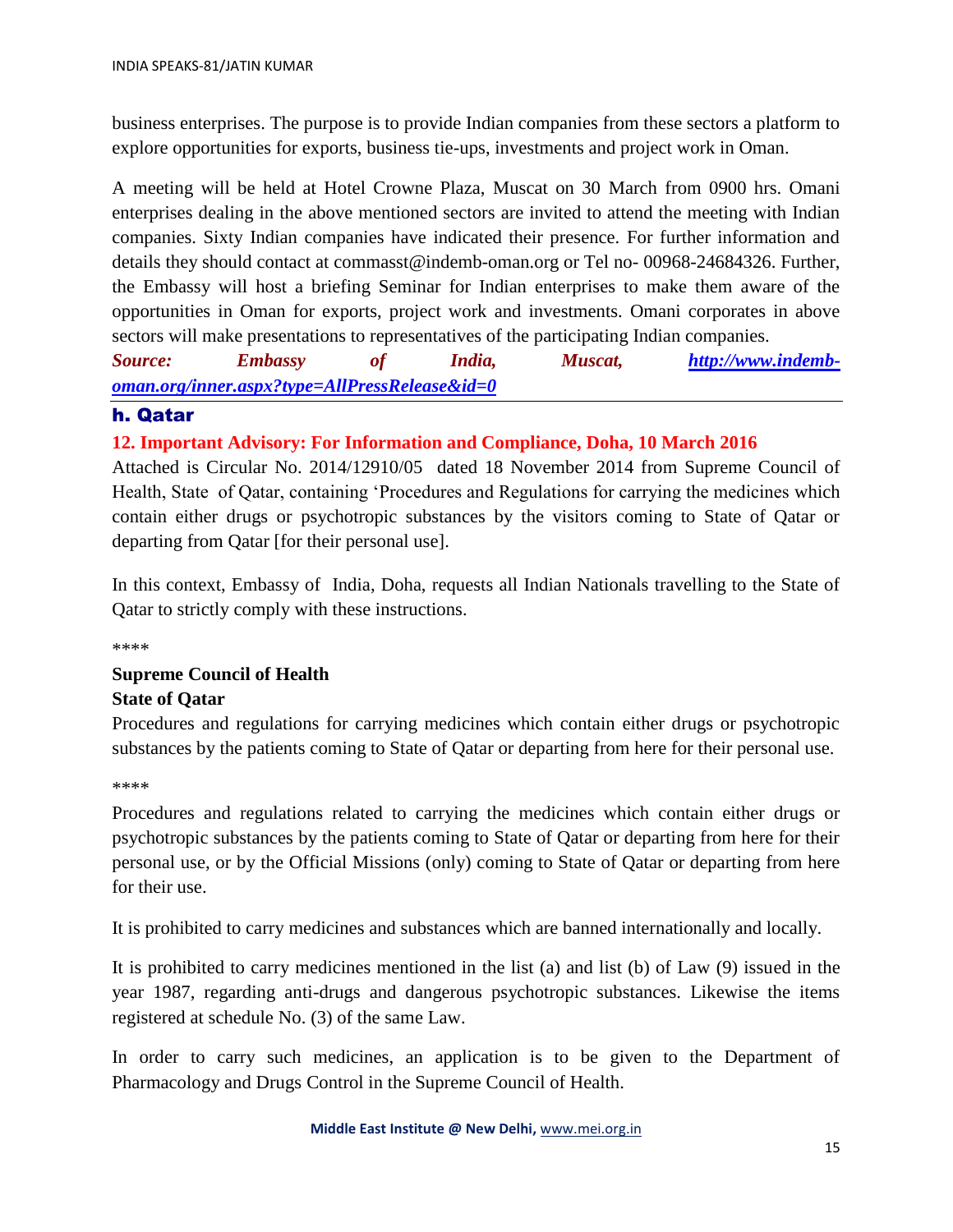business enterprises. The purpose is to provide Indian companies from these sectors a platform to explore opportunities for exports, business tie-ups, investments and project work in Oman.

A meeting will be held at Hotel Crowne Plaza, Muscat on 30 March from 0900 hrs. Omani enterprises dealing in the above mentioned sectors are invited to attend the meeting with Indian companies. Sixty Indian companies have indicated their presence. For further information and details they should contact at commasst@indemb-oman.org or Tel no- 00968-24684326. Further, the Embassy will host a briefing Seminar for Indian enterprises to make them aware of the opportunities in Oman for exports, project work and investments. Omani corporates in above sectors will make presentations to representatives of the participating Indian companies.

***Source: Embassy of India, Muscat, [http://www.indemb-oman.org/inner.aspx?type=AllPressRelease&id=0](http://www.indemb-oman.org/inner.aspx?type=AllPressRelease&id=0)***

---

## h. Qatar

### 12. Important Advisory: For Information and Compliance, Doha, 10 March 2016

Attached is Circular No. 2014/12910/05 dated 18 November 2014 from Supreme Council of Health, State of Qatar, containing 'Procedures and Regulations for carrying the medicines which contain either drugs or psychotropic substances by the visitors coming to State of Qatar or departing from Qatar [for their personal use].

In this context, Embassy of India, Doha, requests all Indian Nationals travelling to the State of Qatar to strictly comply with these instructions.

****

**Supreme Council of Health**
**State of Qatar**

Procedures and regulations for carrying medicines which contain either drugs or psychotropic substances by the patients coming to State of Qatar or departing from here for their personal use.

****

Procedures and regulations related to carrying the medicines which contain either drugs or psychotropic substances by the patients coming to State of Qatar or departing from here for their personal use, or by the Official Missions (only) coming to State of Qatar or departing from here for their use.

It is prohibited to carry medicines and substances which are banned internationally and locally.

It is prohibited to carry medicines mentioned in the list (a) and list (b) of Law (9) issued in the year 1987, regarding anti-drugs and dangerous psychotropic substances. Likewise the items registered at schedule No. (3) of the same Law.

In order to carry such medicines, an application is to be given to the Department of Pharmacology and Drugs Control in the Supreme Council of Health.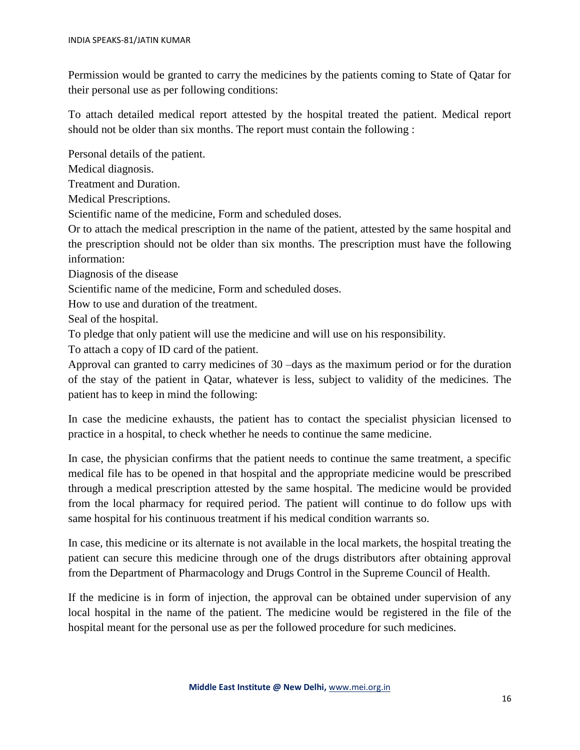Permission would be granted to carry the medicines by the patients coming to State of Qatar for their personal use as per following conditions:

To attach detailed medical report attested by the hospital treated the patient. Medical report should not be older than six months. The report must contain the following :

Personal details of the patient.

Medical diagnosis.

Treatment and Duration.

Medical Prescriptions.

Scientific name of the medicine, Form and scheduled doses.

Or to attach the medical prescription in the name of the patient, attested by the same hospital and the prescription should not be older than six months. The prescription must have the following information:

Diagnosis of the disease

Scientific name of the medicine, Form and scheduled doses.

How to use and duration of the treatment.

Seal of the hospital.

To pledge that only patient will use the medicine and will use on his responsibility.

To attach a copy of ID card of the patient.

Approval can granted to carry medicines of 30 –days as the maximum period or for the duration of the stay of the patient in Qatar, whatever is less, subject to validity of the medicines. The patient has to keep in mind the following:

In case the medicine exhausts, the patient has to contact the specialist physician licensed to practice in a hospital, to check whether he needs to continue the same medicine.

In case, the physician confirms that the patient needs to continue the same treatment, a specific medical file has to be opened in that hospital and the appropriate medicine would be prescribed through a medical prescription attested by the same hospital. The medicine would be provided from the local pharmacy for required period. The patient will continue to do follow ups with same hospital for his continuous treatment if his medical condition warrants so.

In case, this medicine or its alternate is not available in the local markets, the hospital treating the patient can secure this medicine through one of the drugs distributors after obtaining approval from the Department of Pharmacology and Drugs Control in the Supreme Council of Health.

If the medicine is in form of injection, the approval can be obtained under supervision of any local hospital in the name of the patient. The medicine would be registered in the file of the hospital meant for the personal use as per the followed procedure for such medicines.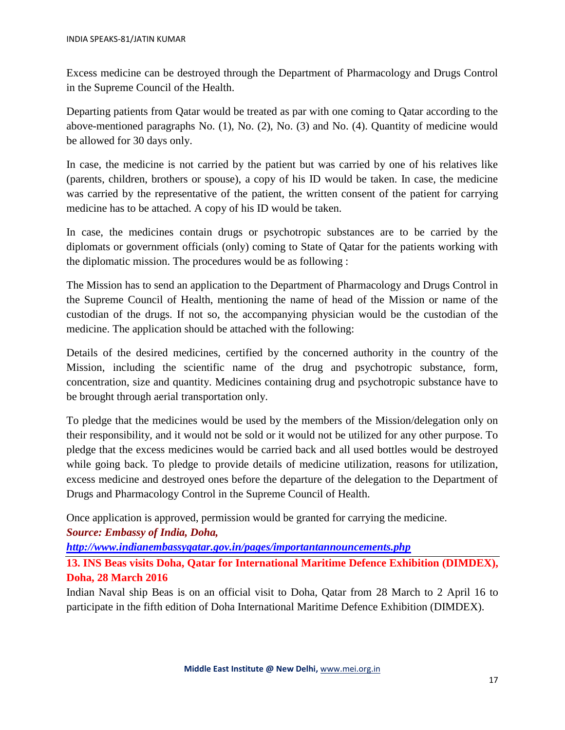Excess medicine can be destroyed through the Department of Pharmacology and Drugs Control in the Supreme Council of the Health.

Departing patients from Qatar would be treated as par with one coming to Qatar according to the above-mentioned paragraphs No. (1), No. (2), No. (3) and No. (4). Quantity of medicine would be allowed for 30 days only.

In case, the medicine is not carried by the patient but was carried by one of his relatives like (parents, children, brothers or spouse), a copy of his ID would be taken. In case, the medicine was carried by the representative of the patient, the written consent of the patient for carrying medicine has to be attached. A copy of his ID would be taken.

In case, the medicines contain drugs or psychotropic substances are to be carried by the diplomats or government officials (only) coming to State of Qatar for the patients working with the diplomatic mission. The procedures would be as following :

The Mission has to send an application to the Department of Pharmacology and Drugs Control in the Supreme Council of Health, mentioning the name of head of the Mission or name of the custodian of the drugs. If not so, the accompanying physician would be the custodian of the medicine. The application should be attached with the following:

Details of the desired medicines, certified by the concerned authority in the country of the Mission, including the scientific name of the drug and psychotropic substance, form, concentration, size and quantity. Medicines containing drug and psychotropic substance have to be brought through aerial transportation only.

To pledge that the medicines would be used by the members of the Mission/delegation only on their responsibility, and it would not be sold or it would not be utilized for any other purpose. To pledge that the excess medicines would be carried back and all used bottles would be destroyed while going back. To pledge to provide details of medicine utilization, reasons for utilization, excess medicine and destroyed ones before the departure of the delegation to the Department of Drugs and Pharmacology Control in the Supreme Council of Health.

Once application is approved, permission would be granted for carrying the medicine.

***Source: Embassy of India, Doha,***
***http://www.indianembassyqatar.gov.in/pages/importantannouncements.php***

---

## 13. INS Beas visits Doha, Qatar for International Maritime Defence Exhibition (DIMDEX), Doha, 28 March 2016

Indian Naval ship Beas is on an official visit to Doha, Qatar from 28 March to 2 April 16 to participate in the fifth edition of Doha International Maritime Defence Exhibition (DIMDEX).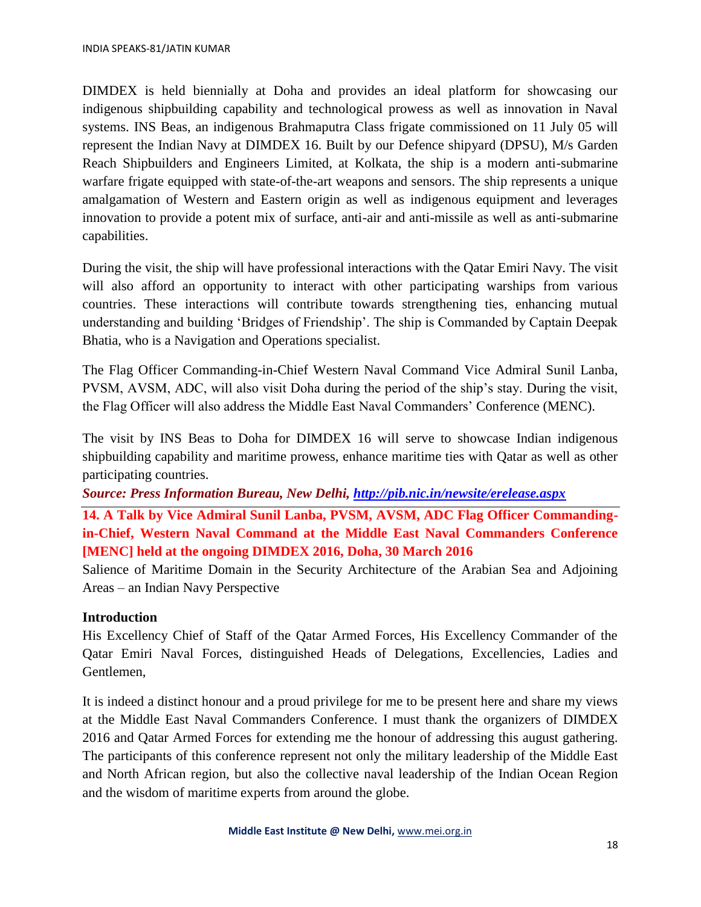DIMDEX is held biennially at Doha and provides an ideal platform for showcasing our indigenous shipbuilding capability and technological prowess as well as innovation in Naval systems. INS Beas, an indigenous Brahmaputra Class frigate commissioned on 11 July 05 will represent the Indian Navy at DIMDEX 16. Built by our Defence shipyard (DPSU), M/s Garden Reach Shipbuilders and Engineers Limited, at Kolkata, the ship is a modern anti-submarine warfare frigate equipped with state-of-the-art weapons and sensors. The ship represents a unique amalgamation of Western and Eastern origin as well as indigenous equipment and leverages innovation to provide a potent mix of surface, anti-air and anti-missile as well as anti-submarine capabilities.

During the visit, the ship will have professional interactions with the Qatar Emiri Navy. The visit will also afford an opportunity to interact with other participating warships from various countries. These interactions will contribute towards strengthening ties, enhancing mutual understanding and building 'Bridges of Friendship'. The ship is Commanded by Captain Deepak Bhatia, who is a Navigation and Operations specialist.

The Flag Officer Commanding-in-Chief Western Naval Command Vice Admiral Sunil Lanba, PVSM, AVSM, ADC, will also visit Doha during the period of the ship's stay. During the visit, the Flag Officer will also address the Middle East Naval Commanders' Conference (MENC).

The visit by INS Beas to Doha for DIMDEX 16 will serve to showcase Indian indigenous shipbuilding capability and maritime prowess, enhance maritime ties with Qatar as well as other participating countries.

***Source: Press Information Bureau, New Delhi, [http://pib.nic.in/newsite/erelease.aspx](http://pib.nic.in/newsite/erelease.aspx)***

---

## 14. A Talk by Vice Admiral Sunil Lanba, PVSM, AVSM, ADC Flag Officer Commanding-in-Chief, Western Naval Command at the Middle East Naval Commanders Conference [MENC] held at the ongoing DIMDEX 2016, Doha, 30 March 2016

Salience of Maritime Domain in the Security Architecture of the Arabian Sea and Adjoining Areas – an Indian Navy Perspective

**Introduction**

His Excellency Chief of Staff of the Qatar Armed Forces, His Excellency Commander of the Qatar Emiri Naval Forces, distinguished Heads of Delegations, Excellencies, Ladies and Gentlemen,

It is indeed a distinct honour and a proud privilege for me to be present here and share my views at the Middle East Naval Commanders Conference. I must thank the organizers of DIMDEX 2016 and Qatar Armed Forces for extending me the honour of addressing this august gathering. The participants of this conference represent not only the military leadership of the Middle East and North African region, but also the collective naval leadership of the Indian Ocean Region and the wisdom of maritime experts from around the globe.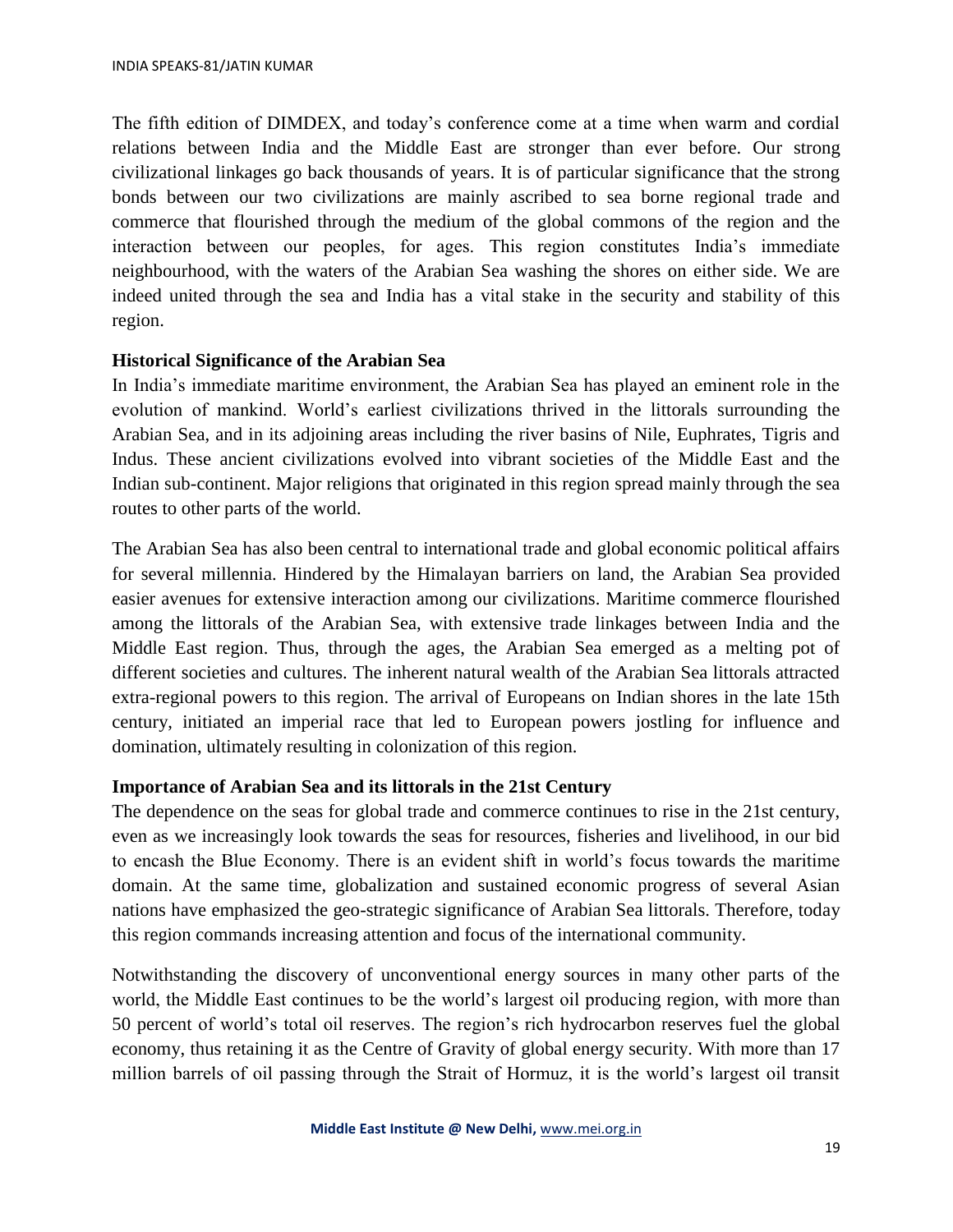The fifth edition of DIMDEX, and today's conference come at a time when warm and cordial relations between India and the Middle East are stronger than ever before. Our strong civilizational linkages go back thousands of years. It is of particular significance that the strong bonds between our two civilizations are mainly ascribed to sea borne regional trade and commerce that flourished through the medium of the global commons of the region and the interaction between our peoples, for ages. This region constitutes India's immediate neighbourhood, with the waters of the Arabian Sea washing the shores on either side. We are indeed united through the sea and India has a vital stake in the security and stability of this region.

**Historical Significance of the Arabian Sea**

In India's immediate maritime environment, the Arabian Sea has played an eminent role in the evolution of mankind. World's earliest civilizations thrived in the littorals surrounding the Arabian Sea, and in its adjoining areas including the river basins of Nile, Euphrates, Tigris and Indus. These ancient civilizations evolved into vibrant societies of the Middle East and the Indian sub-continent. Major religions that originated in this region spread mainly through the sea routes to other parts of the world.

The Arabian Sea has also been central to international trade and global economic political affairs for several millennia. Hindered by the Himalayan barriers on land, the Arabian Sea provided easier avenues for extensive interaction among our civilizations. Maritime commerce flourished among the littorals of the Arabian Sea, with extensive trade linkages between India and the Middle East region. Thus, through the ages, the Arabian Sea emerged as a melting pot of different societies and cultures. The inherent natural wealth of the Arabian Sea littorals attracted extra-regional powers to this region. The arrival of Europeans on Indian shores in the late 15th century, initiated an imperial race that led to European powers jostling for influence and domination, ultimately resulting in colonization of this region.

**Importance of Arabian Sea and its littorals in the 21st Century**

The dependence on the seas for global trade and commerce continues to rise in the 21st century, even as we increasingly look towards the seas for resources, fisheries and livelihood, in our bid to encash the Blue Economy. There is an evident shift in world's focus towards the maritime domain. At the same time, globalization and sustained economic progress of several Asian nations have emphasized the geo-strategic significance of Arabian Sea littorals. Therefore, today this region commands increasing attention and focus of the international community.

Notwithstanding the discovery of unconventional energy sources in many other parts of the world, the Middle East continues to be the world's largest oil producing region, with more than 50 percent of world's total oil reserves. The region's rich hydrocarbon reserves fuel the global economy, thus retaining it as the Centre of Gravity of global energy security. With more than 17 million barrels of oil passing through the Strait of Hormuz, it is the world's largest oil transit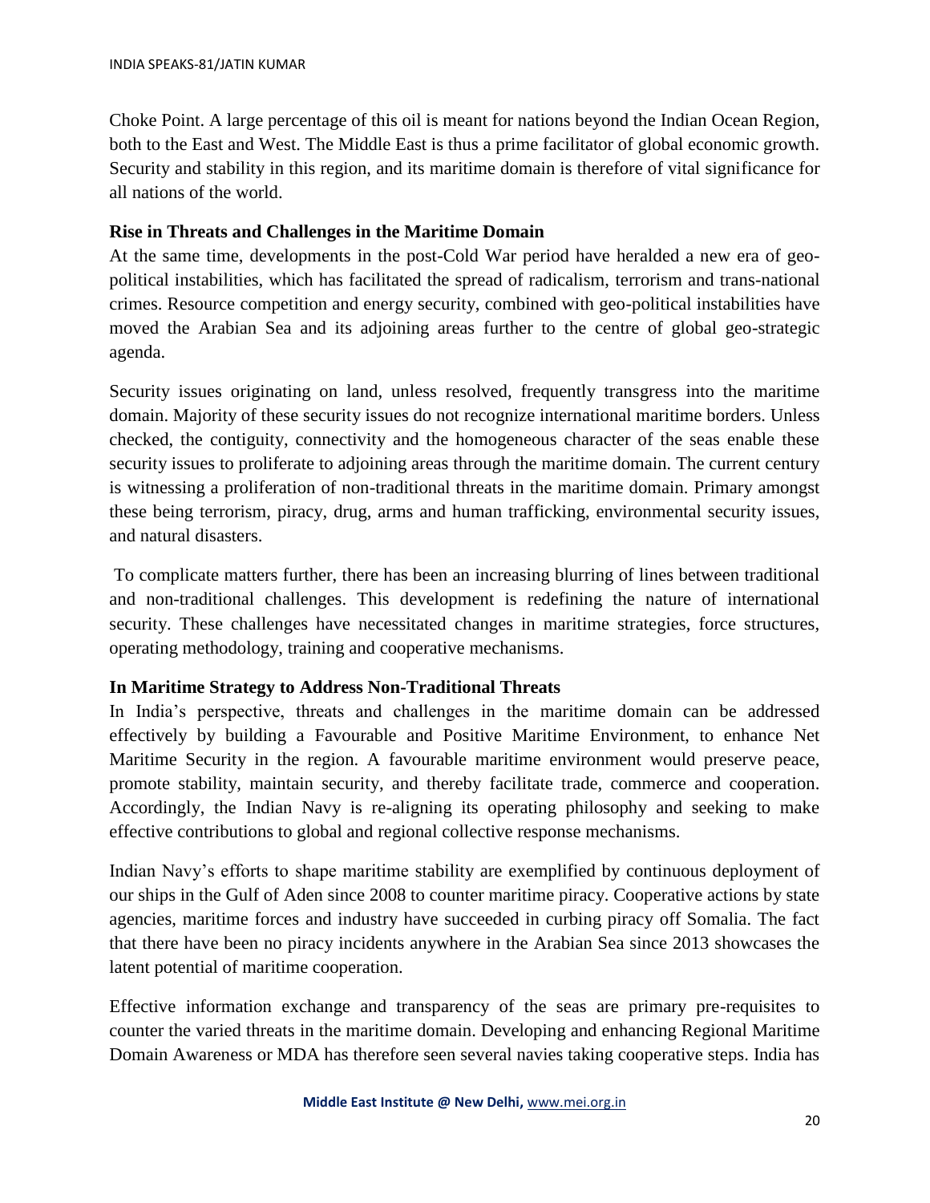Choke Point. A large percentage of this oil is meant for nations beyond the Indian Ocean Region, both to the East and West. The Middle East is thus a prime facilitator of global economic growth. Security and stability in this region, and its maritime domain is therefore of vital significance for all nations of the world.

**Rise in Threats and Challenges in the Maritime Domain**

At the same time, developments in the post-Cold War period have heralded a new era of geo-political instabilities, which has facilitated the spread of radicalism, terrorism and trans-national crimes. Resource competition and energy security, combined with geo-political instabilities have moved the Arabian Sea and its adjoining areas further to the centre of global geo-strategic agenda.

Security issues originating on land, unless resolved, frequently transgress into the maritime domain. Majority of these security issues do not recognize international maritime borders. Unless checked, the contiguity, connectivity and the homogeneous character of the seas enable these security issues to proliferate to adjoining areas through the maritime domain. The current century is witnessing a proliferation of non-traditional threats in the maritime domain. Primary amongst these being terrorism, piracy, drug, arms and human trafficking, environmental security issues, and natural disasters.

To complicate matters further, there has been an increasing blurring of lines between traditional and non-traditional challenges. This development is redefining the nature of international security. These challenges have necessitated changes in maritime strategies, force structures, operating methodology, training and cooperative mechanisms.

**In Maritime Strategy to Address Non-Traditional Threats**

In India's perspective, threats and challenges in the maritime domain can be addressed effectively by building a Favourable and Positive Maritime Environment, to enhance Net Maritime Security in the region. A favourable maritime environment would preserve peace, promote stability, maintain security, and thereby facilitate trade, commerce and cooperation. Accordingly, the Indian Navy is re-aligning its operating philosophy and seeking to make effective contributions to global and regional collective response mechanisms.

Indian Navy's efforts to shape maritime stability are exemplified by continuous deployment of our ships in the Gulf of Aden since 2008 to counter maritime piracy. Cooperative actions by state agencies, maritime forces and industry have succeeded in curbing piracy off Somalia. The fact that there have been no piracy incidents anywhere in the Arabian Sea since 2013 showcases the latent potential of maritime cooperation.

Effective information exchange and transparency of the seas are primary pre-requisites to counter the varied threats in the maritime domain. Developing and enhancing Regional Maritime Domain Awareness or MDA has therefore seen several navies taking cooperative steps. India has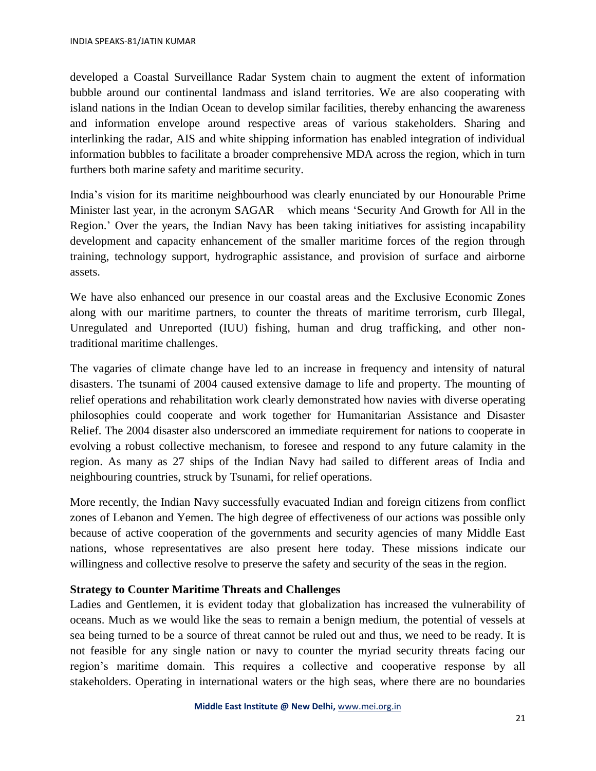developed a Coastal Surveillance Radar System chain to augment the extent of information bubble around our continental landmass and island territories. We are also cooperating with island nations in the Indian Ocean to develop similar facilities, thereby enhancing the awareness and information envelope around respective areas of various stakeholders. Sharing and interlinking the radar, AIS and white shipping information has enabled integration of individual information bubbles to facilitate a broader comprehensive MDA across the region, which in turn furthers both marine safety and maritime security.

India's vision for its maritime neighbourhood was clearly enunciated by our Honourable Prime Minister last year, in the acronym SAGAR – which means 'Security And Growth for All in the Region.' Over the years, the Indian Navy has been taking initiatives for assisting incapability development and capacity enhancement of the smaller maritime forces of the region through training, technology support, hydrographic assistance, and provision of surface and airborne assets.

We have also enhanced our presence in our coastal areas and the Exclusive Economic Zones along with our maritime partners, to counter the threats of maritime terrorism, curb Illegal, Unregulated and Unreported (IUU) fishing, human and drug trafficking, and other non-traditional maritime challenges.

The vagaries of climate change have led to an increase in frequency and intensity of natural disasters. The tsunami of 2004 caused extensive damage to life and property. The mounting of relief operations and rehabilitation work clearly demonstrated how navies with diverse operating philosophies could cooperate and work together for Humanitarian Assistance and Disaster Relief. The 2004 disaster also underscored an immediate requirement for nations to cooperate in evolving a robust collective mechanism, to foresee and respond to any future calamity in the region. As many as 27 ships of the Indian Navy had sailed to different areas of India and neighbouring countries, struck by Tsunami, for relief operations.

More recently, the Indian Navy successfully evacuated Indian and foreign citizens from conflict zones of Lebanon and Yemen. The high degree of effectiveness of our actions was possible only because of active cooperation of the governments and security agencies of many Middle East nations, whose representatives are also present here today. These missions indicate our willingness and collective resolve to preserve the safety and security of the seas in the region.

**Strategy to Counter Maritime Threats and Challenges**

Ladies and Gentlemen, it is evident today that globalization has increased the vulnerability of oceans. Much as we would like the seas to remain a benign medium, the potential of vessels at sea being turned to be a source of threat cannot be ruled out and thus, we need to be ready. It is not feasible for any single nation or navy to counter the myriad security threats facing our region's maritime domain. This requires a collective and cooperative response by all stakeholders. Operating in international waters or the high seas, where there are no boundaries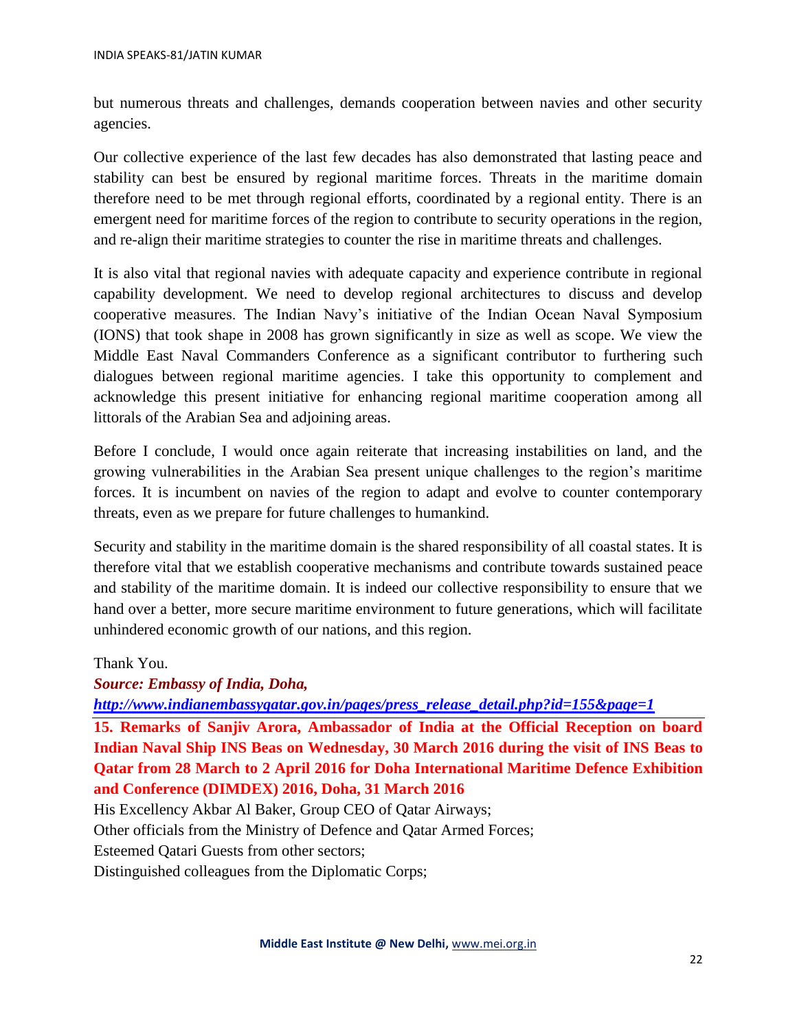but numerous threats and challenges, demands cooperation between navies and other security agencies.

Our collective experience of the last few decades has also demonstrated that lasting peace and stability can best be ensured by regional maritime forces. Threats in the maritime domain therefore need to be met through regional efforts, coordinated by a regional entity. There is an emergent need for maritime forces of the region to contribute to security operations in the region, and re-align their maritime strategies to counter the rise in maritime threats and challenges.

It is also vital that regional navies with adequate capacity and experience contribute in regional capability development. We need to develop regional architectures to discuss and develop cooperative measures. The Indian Navy's initiative of the Indian Ocean Naval Symposium (IONS) that took shape in 2008 has grown significantly in size as well as scope. We view the Middle East Naval Commanders Conference as a significant contributor to furthering such dialogues between regional maritime agencies. I take this opportunity to complement and acknowledge this present initiative for enhancing regional maritime cooperation among all littorals of the Arabian Sea and adjoining areas.

Before I conclude, I would once again reiterate that increasing instabilities on land, and the growing vulnerabilities in the Arabian Sea present unique challenges to the region's maritime forces. It is incumbent on navies of the region to adapt and evolve to counter contemporary threats, even as we prepare for future challenges to humankind.

Security and stability in the maritime domain is the shared responsibility of all coastal states. It is therefore vital that we establish cooperative mechanisms and contribute towards sustained peace and stability of the maritime domain. It is indeed our collective responsibility to ensure that we hand over a better, more secure maritime environment to future generations, which will facilitate unhindered economic growth of our nations, and this region.

Thank You.

***Source: Embassy of India, Doha,***
***http://www.indianembassyqatar.gov.in/pages/press_release_detail.php?id=155&page=1***

## 15. Remarks of Sanjiv Arora, Ambassador of India at the Official Reception on board Indian Naval Ship INS Beas on Wednesday, 30 March 2016 during the visit of INS Beas to Qatar from 28 March to 2 April 2016 for Doha International Maritime Defence Exhibition and Conference (DIMDEX) 2016, Doha, 31 March 2016

His Excellency Akbar Al Baker, Group CEO of Qatar Airways;
Other officials from the Ministry of Defence and Qatar Armed Forces;
Esteemed Qatari Guests from other sectors;
Distinguished colleagues from the Diplomatic Corps;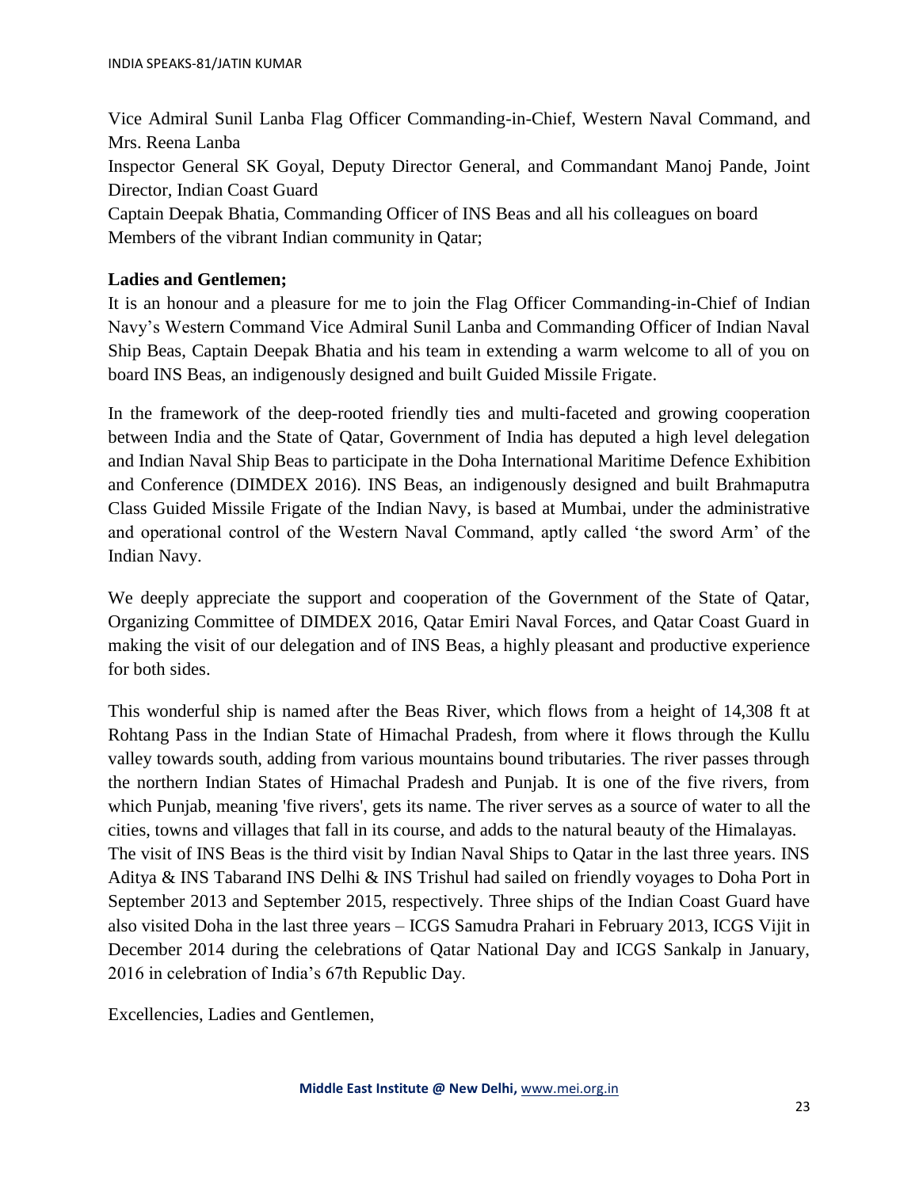Vice Admiral Sunil Lanba Flag Officer Commanding-in-Chief, Western Naval Command, and Mrs. Reena Lanba

Inspector General SK Goyal, Deputy Director General, and Commandant Manoj Pande, Joint Director, Indian Coast Guard

Captain Deepak Bhatia, Commanding Officer of INS Beas and all his colleagues on board

Members of the vibrant Indian community in Qatar;

**Ladies and Gentlemen;**

It is an honour and a pleasure for me to join the Flag Officer Commanding-in-Chief of Indian Navy's Western Command Vice Admiral Sunil Lanba and Commanding Officer of Indian Naval Ship Beas, Captain Deepak Bhatia and his team in extending a warm welcome to all of you on board INS Beas, an indigenously designed and built Guided Missile Frigate.

In the framework of the deep-rooted friendly ties and multi-faceted and growing cooperation between India and the State of Qatar, Government of India has deputed a high level delegation and Indian Naval Ship Beas to participate in the Doha International Maritime Defence Exhibition and Conference (DIMDEX 2016). INS Beas, an indigenously designed and built Brahmaputra Class Guided Missile Frigate of the Indian Navy, is based at Mumbai, under the administrative and operational control of the Western Naval Command, aptly called 'the sword Arm' of the Indian Navy.

We deeply appreciate the support and cooperation of the Government of the State of Qatar, Organizing Committee of DIMDEX 2016, Qatar Emiri Naval Forces, and Qatar Coast Guard in making the visit of our delegation and of INS Beas, a highly pleasant and productive experience for both sides.

This wonderful ship is named after the Beas River, which flows from a height of 14,308 ft at Rohtang Pass in the Indian State of Himachal Pradesh, from where it flows through the Kullu valley towards south, adding from various mountains bound tributaries. The river passes through the northern Indian States of Himachal Pradesh and Punjab. It is one of the five rivers, from which Punjab, meaning 'five rivers', gets its name. The river serves as a source of water to all the cities, towns and villages that fall in its course, and adds to the natural beauty of the Himalayas.

The visit of INS Beas is the third visit by Indian Naval Ships to Qatar in the last three years. INS Aditya & INS Tabarand INS Delhi & INS Trishul had sailed on friendly voyages to Doha Port in September 2013 and September 2015, respectively. Three ships of the Indian Coast Guard have also visited Doha in the last three years – ICGS Samudra Prahari in February 2013, ICGS Vijit in December 2014 during the celebrations of Qatar National Day and ICGS Sankalp in January, 2016 in celebration of India's 67th Republic Day.

Excellencies, Ladies and Gentlemen,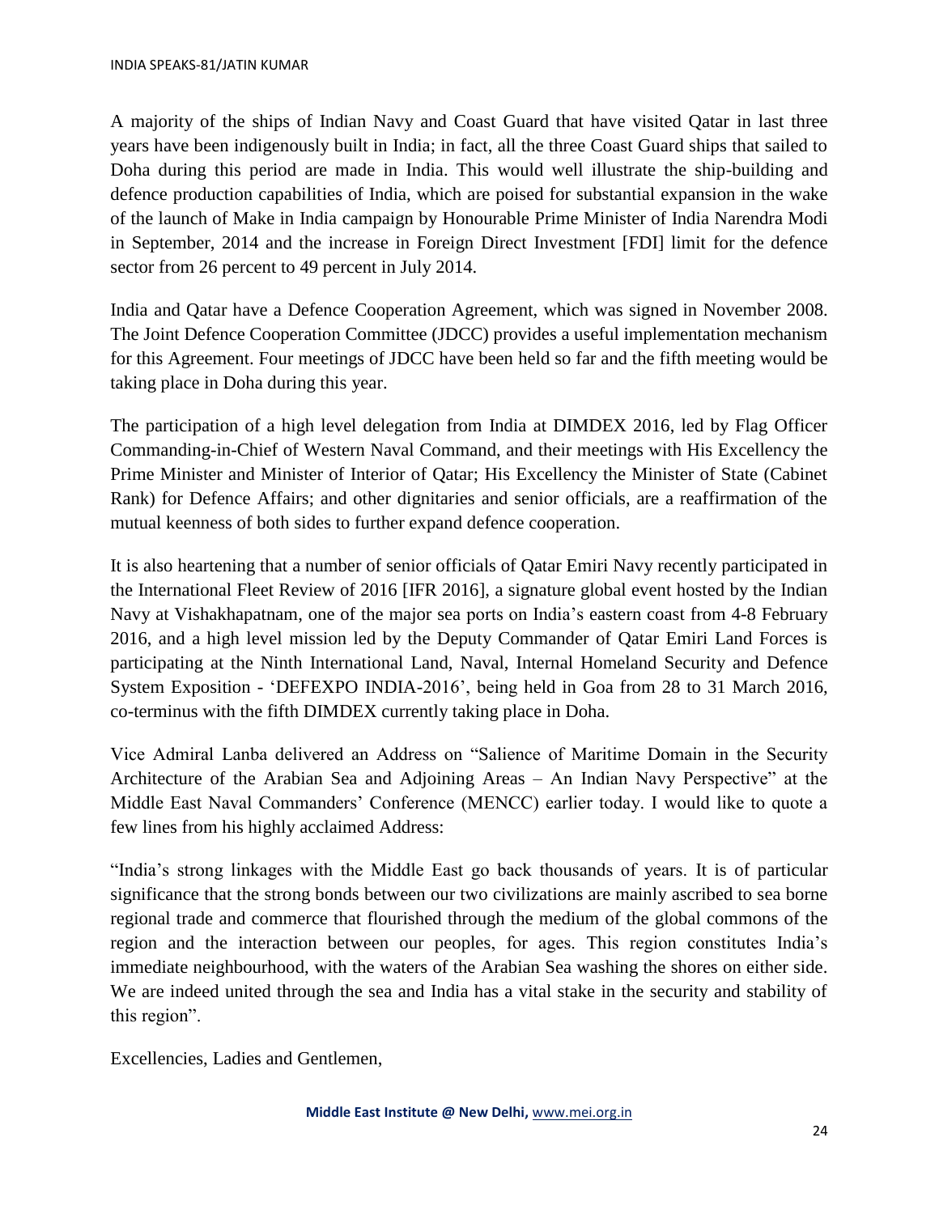A majority of the ships of Indian Navy and Coast Guard that have visited Qatar in last three years have been indigenously built in India; in fact, all the three Coast Guard ships that sailed to Doha during this period are made in India. This would well illustrate the ship-building and defence production capabilities of India, which are poised for substantial expansion in the wake of the launch of Make in India campaign by Honourable Prime Minister of India Narendra Modi in September, 2014 and the increase in Foreign Direct Investment [FDI] limit for the defence sector from 26 percent to 49 percent in July 2014.

India and Qatar have a Defence Cooperation Agreement, which was signed in November 2008. The Joint Defence Cooperation Committee (JDCC) provides a useful implementation mechanism for this Agreement. Four meetings of JDCC have been held so far and the fifth meeting would be taking place in Doha during this year.

The participation of a high level delegation from India at DIMDEX 2016, led by Flag Officer Commanding-in-Chief of Western Naval Command, and their meetings with His Excellency the Prime Minister and Minister of Interior of Qatar; His Excellency the Minister of State (Cabinet Rank) for Defence Affairs; and other dignitaries and senior officials, are a reaffirmation of the mutual keenness of both sides to further expand defence cooperation.

It is also heartening that a number of senior officials of Qatar Emiri Navy recently participated in the International Fleet Review of 2016 [IFR 2016], a signature global event hosted by the Indian Navy at Vishakhapatnam, one of the major sea ports on India's eastern coast from 4-8 February 2016, and a high level mission led by the Deputy Commander of Qatar Emiri Land Forces is participating at the Ninth International Land, Naval, Internal Homeland Security and Defence System Exposition - 'DEFEXPO INDIA-2016', being held in Goa from 28 to 31 March 2016, co-terminus with the fifth DIMDEX currently taking place in Doha.

Vice Admiral Lanba delivered an Address on "Salience of Maritime Domain in the Security Architecture of the Arabian Sea and Adjoining Areas – An Indian Navy Perspective" at the Middle East Naval Commanders' Conference (MENCC) earlier today. I would like to quote a few lines from his highly acclaimed Address:

"India's strong linkages with the Middle East go back thousands of years. It is of particular significance that the strong bonds between our two civilizations are mainly ascribed to sea borne regional trade and commerce that flourished through the medium of the global commons of the region and the interaction between our peoples, for ages. This region constitutes India's immediate neighbourhood, with the waters of the Arabian Sea washing the shores on either side. We are indeed united through the sea and India has a vital stake in the security and stability of this region".

Excellencies, Ladies and Gentlemen,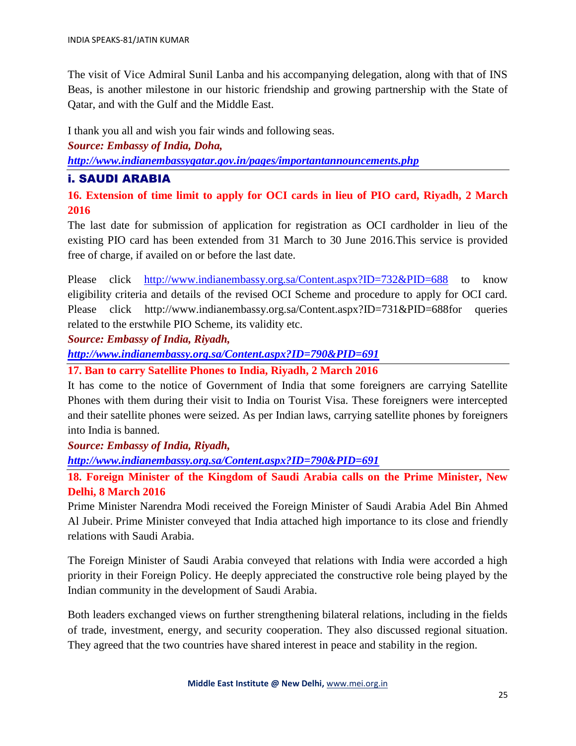The visit of Vice Admiral Sunil Lanba and his accompanying delegation, along with that of INS Beas, is another milestone in our historic friendship and growing partnership with the State of Qatar, and with the Gulf and the Middle East.

I thank you all and wish you fair winds and following seas.

***Source: Embassy of India, Doha,***
***http://www.indianembassyqatar.gov.in/pages/importantannouncements.php***

## i. SAUDI ARABIA

### 16. Extension of time limit to apply for OCI cards in lieu of PIO card, Riyadh, 2 March 2016

The last date for submission of application for registration as OCI cardholder in lieu of the existing PIO card has been extended from 31 March to 30 June 2016.This service is provided free of charge, if availed on or before the last date.

Please click http://www.indianembassy.org.sa/Content.aspx?ID=732&PID=688 to know eligibility criteria and details of the revised OCI Scheme and procedure to apply for OCI card. Please click http://www.indianembassy.org.sa/Content.aspx?ID=731&PID=688for queries related to the erstwhile PIO Scheme, its validity etc.

***Source: Embassy of India, Riyadh,***
***http://www.indianembassy.org.sa/Content.aspx?ID=790&PID=691***

### 17. Ban to carry Satellite Phones to India, Riyadh, 2 March 2016

It has come to the notice of Government of India that some foreigners are carrying Satellite Phones with them during their visit to India on Tourist Visa. These foreigners were intercepted and their satellite phones were seized. As per Indian laws, carrying satellite phones by foreigners into India is banned.

***Source: Embassy of India, Riyadh,***
***http://www.indianembassy.org.sa/Content.aspx?ID=790&PID=691***

### 18. Foreign Minister of the Kingdom of Saudi Arabia calls on the Prime Minister, New Delhi, 8 March 2016

Prime Minister Narendra Modi received the Foreign Minister of Saudi Arabia Adel Bin Ahmed Al Jubeir. Prime Minister conveyed that India attached high importance to its close and friendly relations with Saudi Arabia.

The Foreign Minister of Saudi Arabia conveyed that relations with India were accorded a high priority in their Foreign Policy. He deeply appreciated the constructive role being played by the Indian community in the development of Saudi Arabia.

Both leaders exchanged views on further strengthening bilateral relations, including in the fields of trade, investment, energy, and security cooperation. They also discussed regional situation. They agreed that the two countries have shared interest in peace and stability in the region.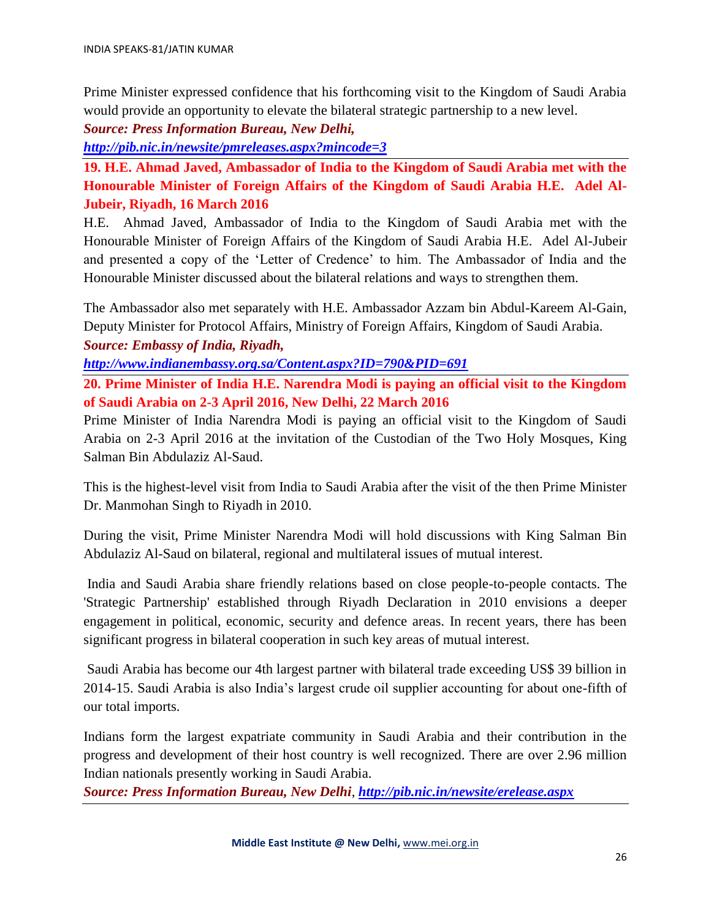Prime Minister expressed confidence that his forthcoming visit to the Kingdom of Saudi Arabia would provide an opportunity to elevate the bilateral strategic partnership to a new level.

***Source: Press Information Bureau, New Delhi,***
***http://pib.nic.in/newsite/pmreleases.aspx?mincode=3***

---

**19. H.E. Ahmad Javed, Ambassador of India to the Kingdom of Saudi Arabia met with the Honourable Minister of Foreign Affairs of the Kingdom of Saudi Arabia H.E. Adel Al-Jubeir, Riyadh, 16 March 2016**

H.E. Ahmad Javed, Ambassador of India to the Kingdom of Saudi Arabia met with the Honourable Minister of Foreign Affairs of the Kingdom of Saudi Arabia H.E. Adel Al-Jubeir and presented a copy of the 'Letter of Credence' to him. The Ambassador of India and the Honourable Minister discussed about the bilateral relations and ways to strengthen them.

The Ambassador also met separately with H.E. Ambassador Azzam bin Abdul-Kareem Al-Gain, Deputy Minister for Protocol Affairs, Ministry of Foreign Affairs, Kingdom of Saudi Arabia.

***Source: Embassy of India, Riyadh,***
***http://www.indianembassy.org.sa/Content.aspx?ID=790&PID=691***

---

**20. Prime Minister of India H.E. Narendra Modi is paying an official visit to the Kingdom of Saudi Arabia on 2-3 April 2016, New Delhi, 22 March 2016**

Prime Minister of India Narendra Modi is paying an official visit to the Kingdom of Saudi Arabia on 2-3 April 2016 at the invitation of the Custodian of the Two Holy Mosques, King Salman Bin Abdulaziz Al-Saud.

This is the highest-level visit from India to Saudi Arabia after the visit of the then Prime Minister Dr. Manmohan Singh to Riyadh in 2010.

During the visit, Prime Minister Narendra Modi will hold discussions with King Salman Bin Abdulaziz Al-Saud on bilateral, regional and multilateral issues of mutual interest.

India and Saudi Arabia share friendly relations based on close people-to-people contacts. The 'Strategic Partnership' established through Riyadh Declaration in 2010 envisions a deeper engagement in political, economic, security and defence areas. In recent years, there has been significant progress in bilateral cooperation in such key areas of mutual interest.

Saudi Arabia has become our 4th largest partner with bilateral trade exceeding US$ 39 billion in 2014-15. Saudi Arabia is also India's largest crude oil supplier accounting for about one-fifth of our total imports.

Indians form the largest expatriate community in Saudi Arabia and their contribution in the progress and development of their host country is well recognized. There are over 2.96 million Indian nationals presently working in Saudi Arabia.

***Source: Press Information Bureau, New Delhi**, **http://pib.nic.in/newsite/erelease.aspx***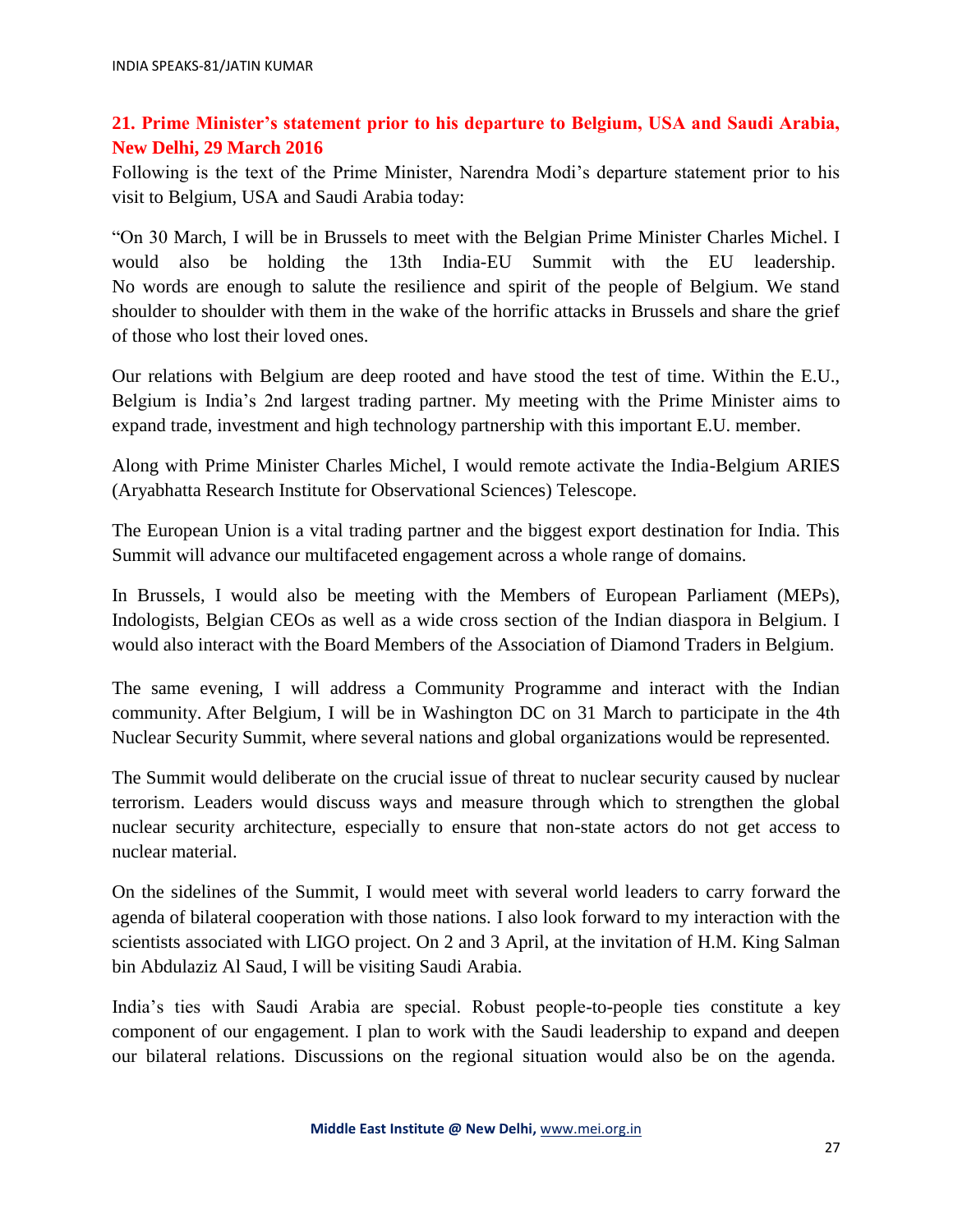## 21. Prime Minister's statement prior to his departure to Belgium, USA and Saudi Arabia, New Delhi, 29 March 2016

Following is the text of the Prime Minister, Narendra Modi's departure statement prior to his visit to Belgium, USA and Saudi Arabia today:

"On 30 March, I will be in Brussels to meet with the Belgian Prime Minister Charles Michel. I would also be holding the 13th India-EU Summit with the EU leadership. No words are enough to salute the resilience and spirit of the people of Belgium. We stand shoulder to shoulder with them in the wake of the horrific attacks in Brussels and share the grief of those who lost their loved ones.

Our relations with Belgium are deep rooted and have stood the test of time. Within the E.U., Belgium is India's 2nd largest trading partner. My meeting with the Prime Minister aims to expand trade, investment and high technology partnership with this important E.U. member.

Along with Prime Minister Charles Michel, I would remote activate the India-Belgium ARIES (Aryabhatta Research Institute for Observational Sciences) Telescope.

The European Union is a vital trading partner and the biggest export destination for India. This Summit will advance our multifaceted engagement across a whole range of domains.

In Brussels, I would also be meeting with the Members of European Parliament (MEPs), Indologists, Belgian CEOs as well as a wide cross section of the Indian diaspora in Belgium. I would also interact with the Board Members of the Association of Diamond Traders in Belgium.

The same evening, I will address a Community Programme and interact with the Indian community. After Belgium, I will be in Washington DC on 31 March to participate in the 4th Nuclear Security Summit, where several nations and global organizations would be represented.

The Summit would deliberate on the crucial issue of threat to nuclear security caused by nuclear terrorism. Leaders would discuss ways and measure through which to strengthen the global nuclear security architecture, especially to ensure that non-state actors do not get access to nuclear material.

On the sidelines of the Summit, I would meet with several world leaders to carry forward the agenda of bilateral cooperation with those nations. I also look forward to my interaction with the scientists associated with LIGO project. On 2 and 3 April, at the invitation of H.M. King Salman bin Abdulaziz Al Saud, I will be visiting Saudi Arabia.

India's ties with Saudi Arabia are special. Robust people-to-people ties constitute a key component of our engagement. I plan to work with the Saudi leadership to expand and deepen our bilateral relations. Discussions on the regional situation would also be on the agenda.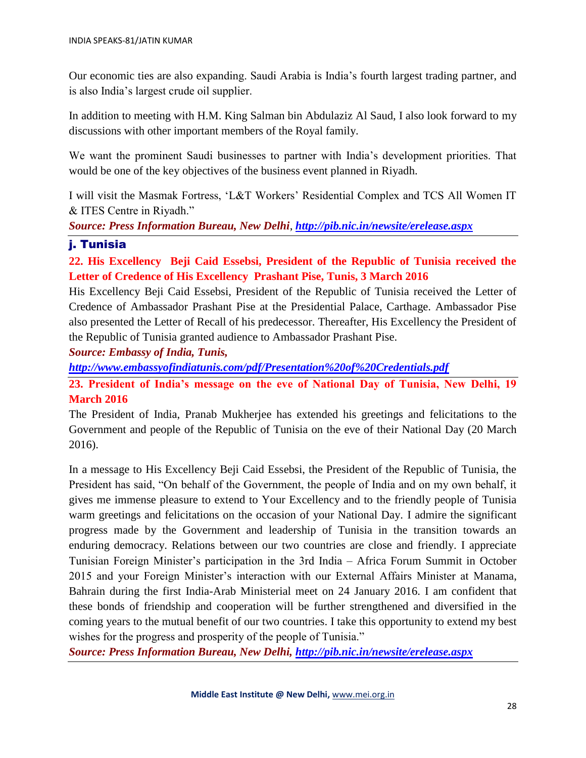Our economic ties are also expanding. Saudi Arabia is India's fourth largest trading partner, and is also India's largest crude oil supplier.

In addition to meeting with H.M. King Salman bin Abdulaziz Al Saud, I also look forward to my discussions with other important members of the Royal family.

We want the prominent Saudi businesses to partner with India's development priorities. That would be one of the key objectives of the business event planned in Riyadh.

I will visit the Masmak Fortress, 'L&T Workers' Residential Complex and TCS All Women IT & ITES Centre in Riyadh."

***Source: Press Information Bureau, New Delhi**, **http://pib.nic.in/newsite/erelease.aspx***

---

## j. Tunisia

### 22. His Excellency Beji Caid Essebsi, President of the Republic of Tunisia received the Letter of Credence of His Excellency Prashant Pise, Tunis, 3 March 2016

His Excellency Beji Caid Essebsi, President of the Republic of Tunisia received the Letter of Credence of Ambassador Prashant Pise at the Presidential Palace, Carthage. Ambassador Pise also presented the Letter of Recall of his predecessor. Thereafter, His Excellency the President of the Republic of Tunisia granted audience to Ambassador Prashant Pise.

***Source: Embassy of India, Tunis,***
***http://www.embassyofindiatunis.com/pdf/Presentation%20of%20Credentials.pdf***

---

### 23. President of India's message on the eve of National Day of Tunisia, New Delhi, 19 March 2016

The President of India, Pranab Mukherjee has extended his greetings and felicitations to the Government and people of the Republic of Tunisia on the eve of their National Day (20 March 2016).

In a message to His Excellency Beji Caid Essebsi, the President of the Republic of Tunisia, the President has said, "On behalf of the Government, the people of India and on my own behalf, it gives me immense pleasure to extend to Your Excellency and to the friendly people of Tunisia warm greetings and felicitations on the occasion of your National Day. I admire the significant progress made by the Government and leadership of Tunisia in the transition towards an enduring democracy. Relations between our two countries are close and friendly. I appreciate Tunisian Foreign Minister's participation in the 3rd India – Africa Forum Summit in October 2015 and your Foreign Minister's interaction with our External Affairs Minister at Manama, Bahrain during the first India-Arab Ministerial meet on 24 January 2016. I am confident that these bonds of friendship and cooperation will be further strengthened and diversified in the coming years to the mutual benefit of our two countries. I take this opportunity to extend my best wishes for the progress and prosperity of the people of Tunisia."

***Source: Press Information Bureau, New Delhi, http://pib.nic.in/newsite/erelease.aspx***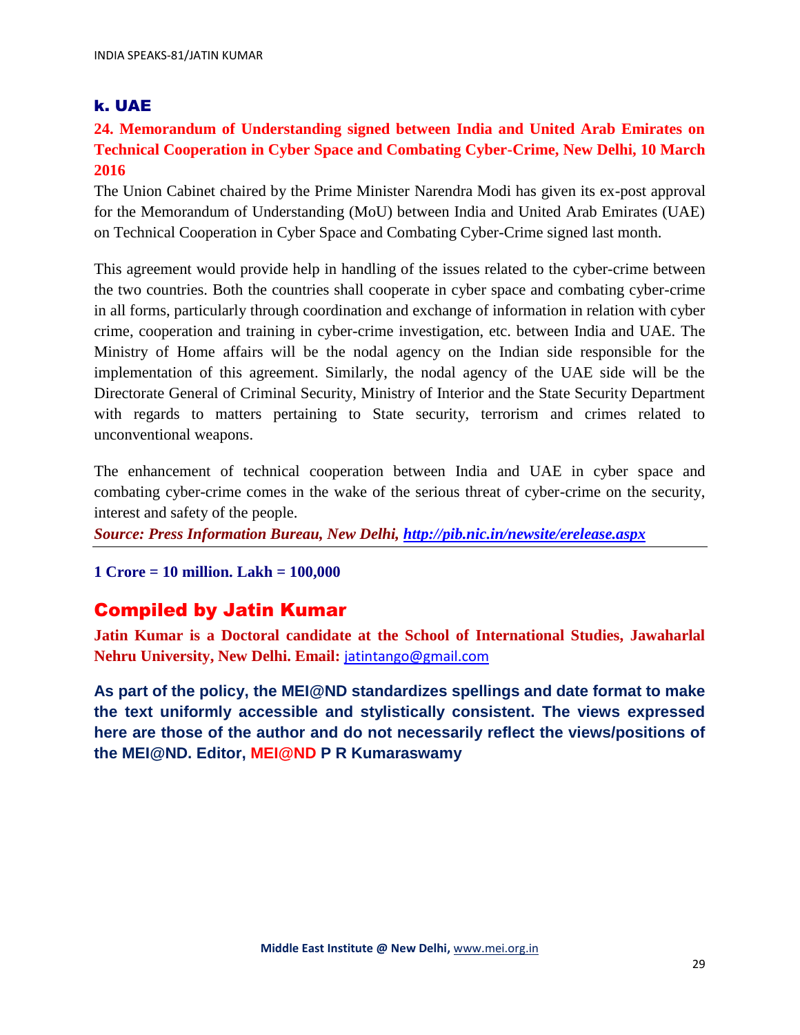### k. UAE

**24. Memorandum of Understanding signed between India and United Arab Emirates on Technical Cooperation in Cyber Space and Combating Cyber-Crime, New Delhi, 10 March 2016**

The Union Cabinet chaired by the Prime Minister Narendra Modi has given its ex-post approval for the Memorandum of Understanding (MoU) between India and United Arab Emirates (UAE) on Technical Cooperation in Cyber Space and Combating Cyber-Crime signed last month.

This agreement would provide help in handling of the issues related to the cyber-crime between the two countries. Both the countries shall cooperate in cyber space and combating cyber-crime in all forms, particularly through coordination and exchange of information in relation with cyber crime, cooperation and training in cyber-crime investigation, etc. between India and UAE. The Ministry of Home affairs will be the nodal agency on the Indian side responsible for the implementation of this agreement. Similarly, the nodal agency of the UAE side will be the Directorate General of Criminal Security, Ministry of Interior and the State Security Department with regards to matters pertaining to State security, terrorism and crimes related to unconventional weapons.

The enhancement of technical cooperation between India and UAE in cyber space and combating cyber-crime comes in the wake of the serious threat of cyber-crime on the security, interest and safety of the people.

***Source: Press Information Bureau, New Delhi, http://pib.nic.in/newsite/erelease.aspx***

---

**1 Crore = 10 million. Lakh = 100,000**

## Compiled by Jatin Kumar

**Jatin Kumar is a Doctoral candidate at the School of International Studies, Jawaharlal Nehru University, New Delhi. Email:** jatintango@gmail.com

**As part of the policy, the MEI@ND standardizes spellings and date format to make the text uniformly accessible and stylistically consistent. The views expressed here are those of the author and do not necessarily reflect the views/positions of the MEI@ND. Editor, MEI@ND P R Kumaraswamy**